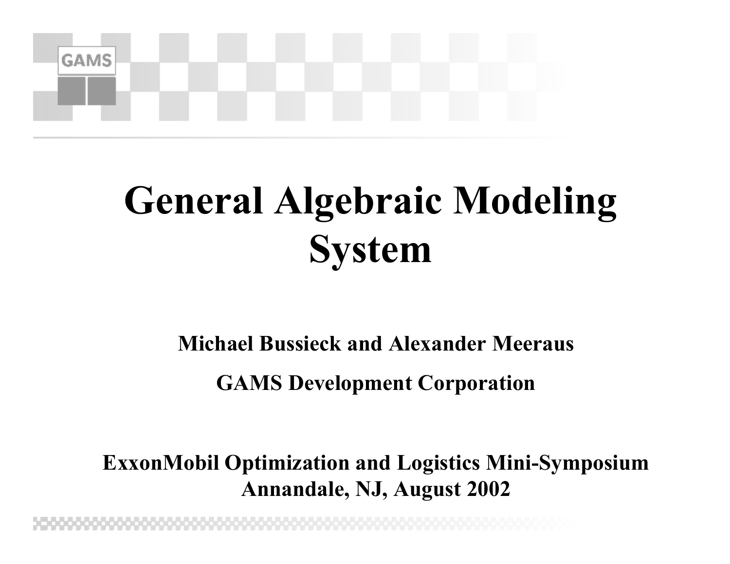# General Algebraic Modeling System

**Michael Bussieck and Alexander Meeraus**

**GAMS Development Corporation**

**ExxonMobil Optimization and Logistics Mini-Symposium**
**Annandale, NJ, August 2002**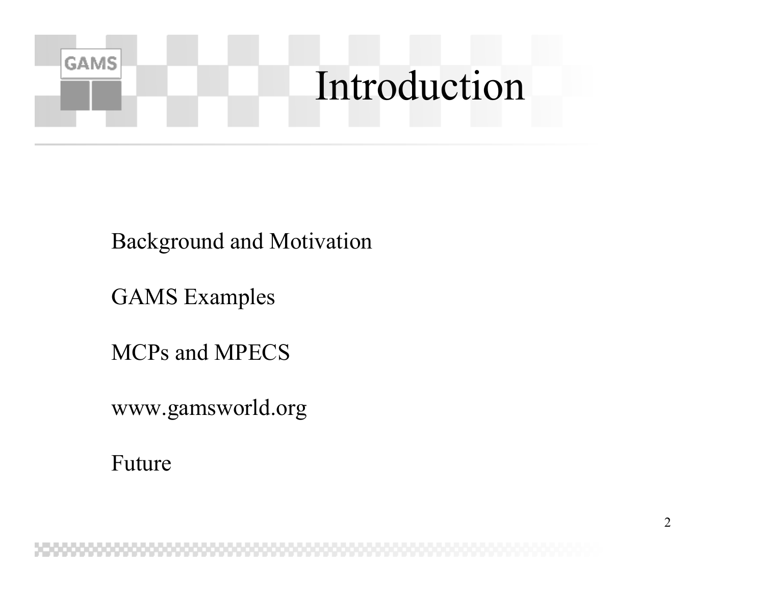# Introduction

Background and Motivation

GAMS Examples

MCPs and MPECS

www.gamsworld.org

Future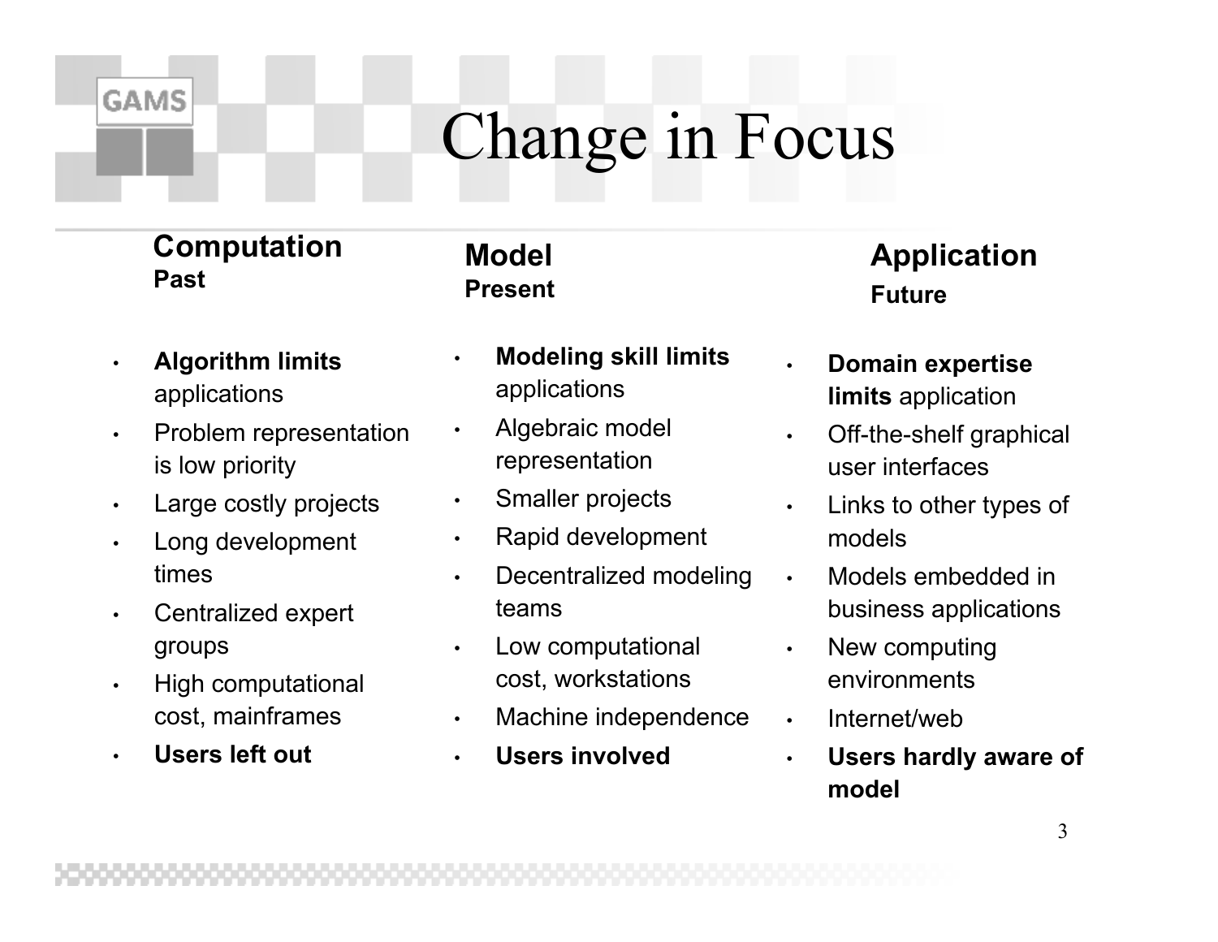# Change in Focus

### Computation
**Past**

- **Algorithm limits** applications
- Problem representation is low priority
- Large costly projects
- Long development times
- Centralized expert groups
- High computational cost, mainframes
- **Users left out**

### Model
**Present**

- **Modeling skill limits** applications
- Algebraic model representation
- Smaller projects
- Rapid development
- Decentralized modeling teams
- Low computational cost, workstations
- Machine independence
- **Users involved**

### Application
**Future**

- **Domain expertise limits** application
- Off-the-shelf graphical user interfaces
- Links to other types of models
- Models embedded in business applications
- New computing environments
- Internet/web
- **Users hardly aware of model**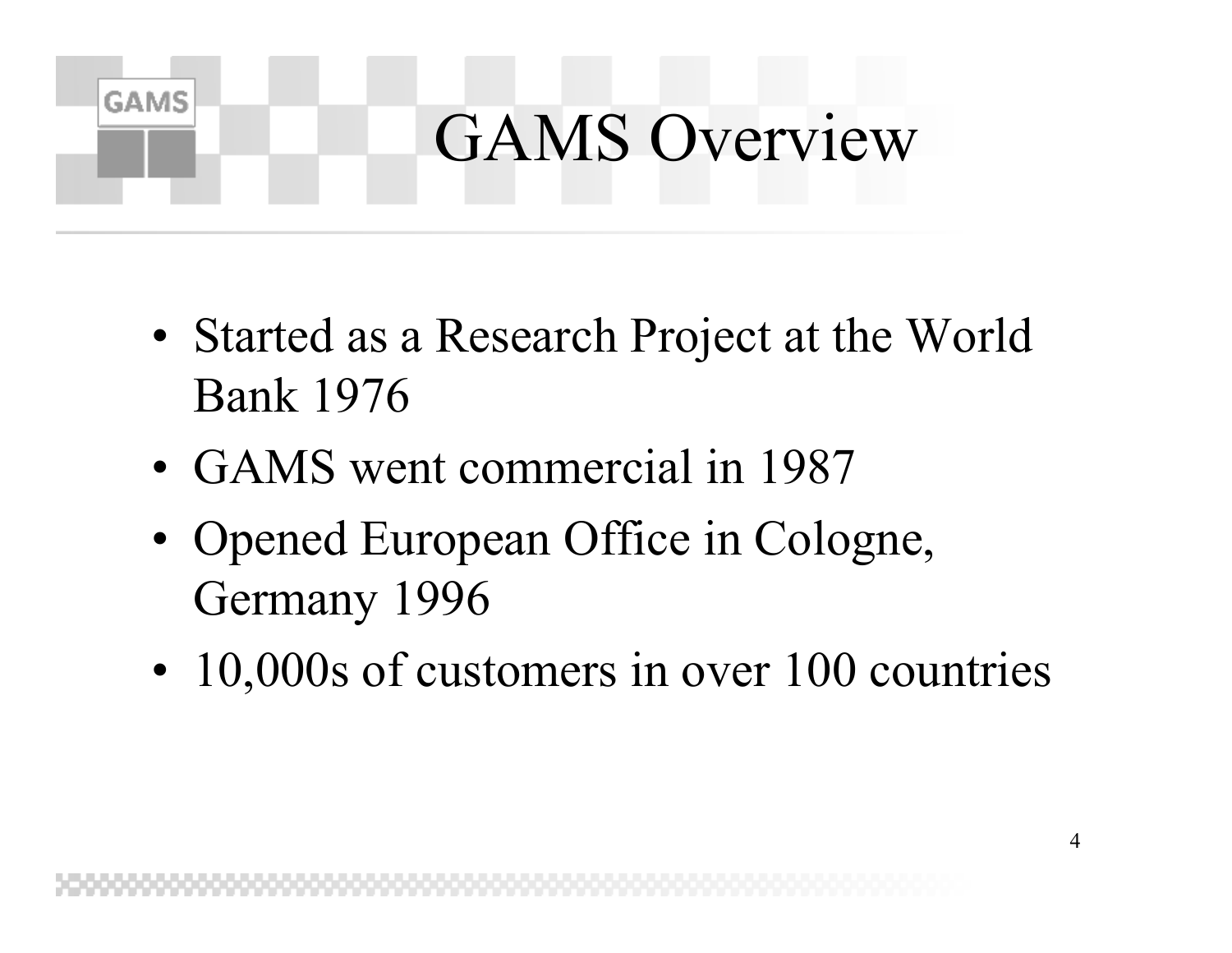# GAMS Overview

- Started as a Research Project at the World Bank 1976
- GAMS went commercial in 1987
- Opened European Office in Cologne, Germany 1996
- 10,000s of customers in over 100 countries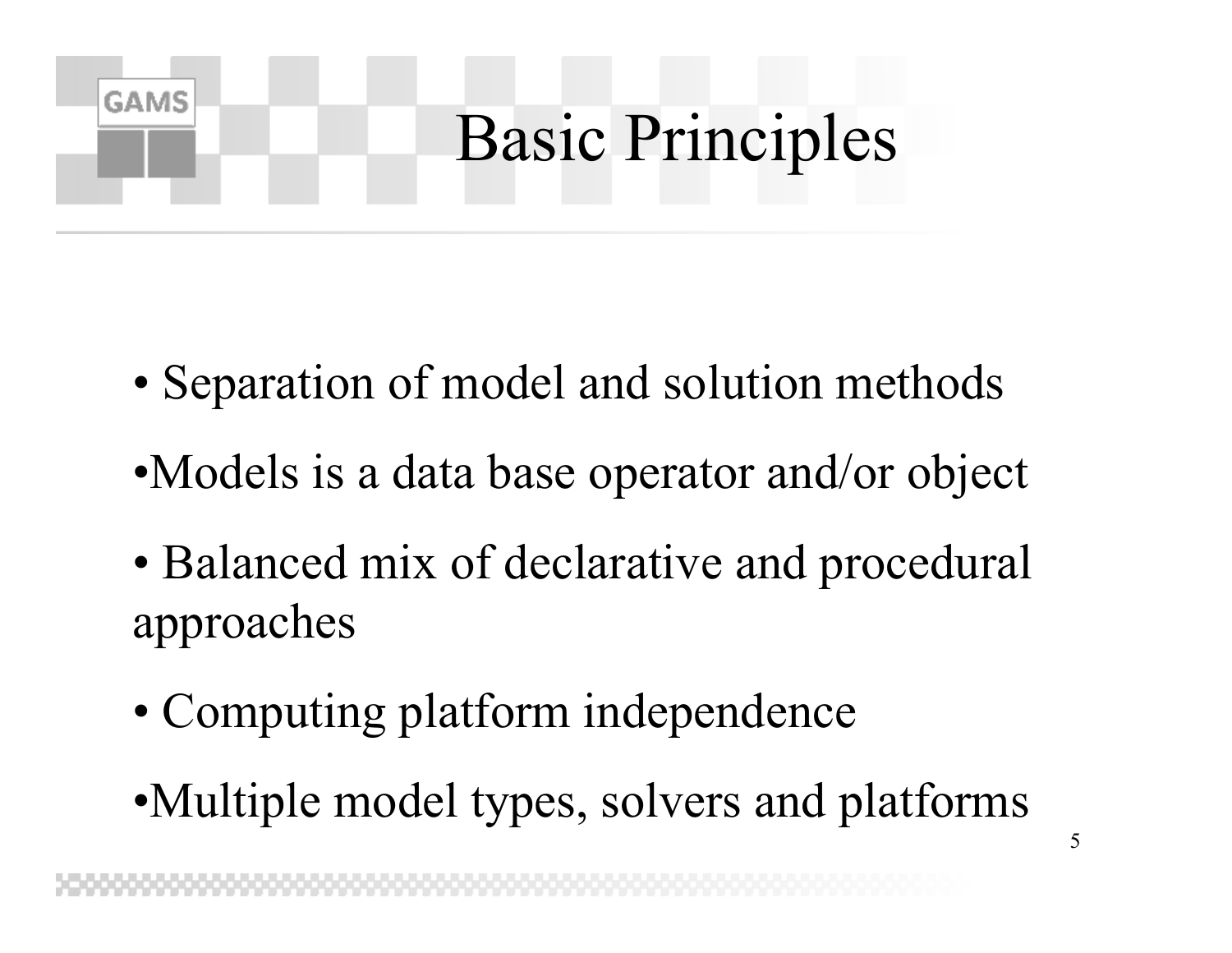# Basic Principles

- Separation of model and solution methods
- Models is a data base operator and/or object
- Balanced mix of declarative and procedural approaches
- Computing platform independence
- Multiple model types, solvers and platforms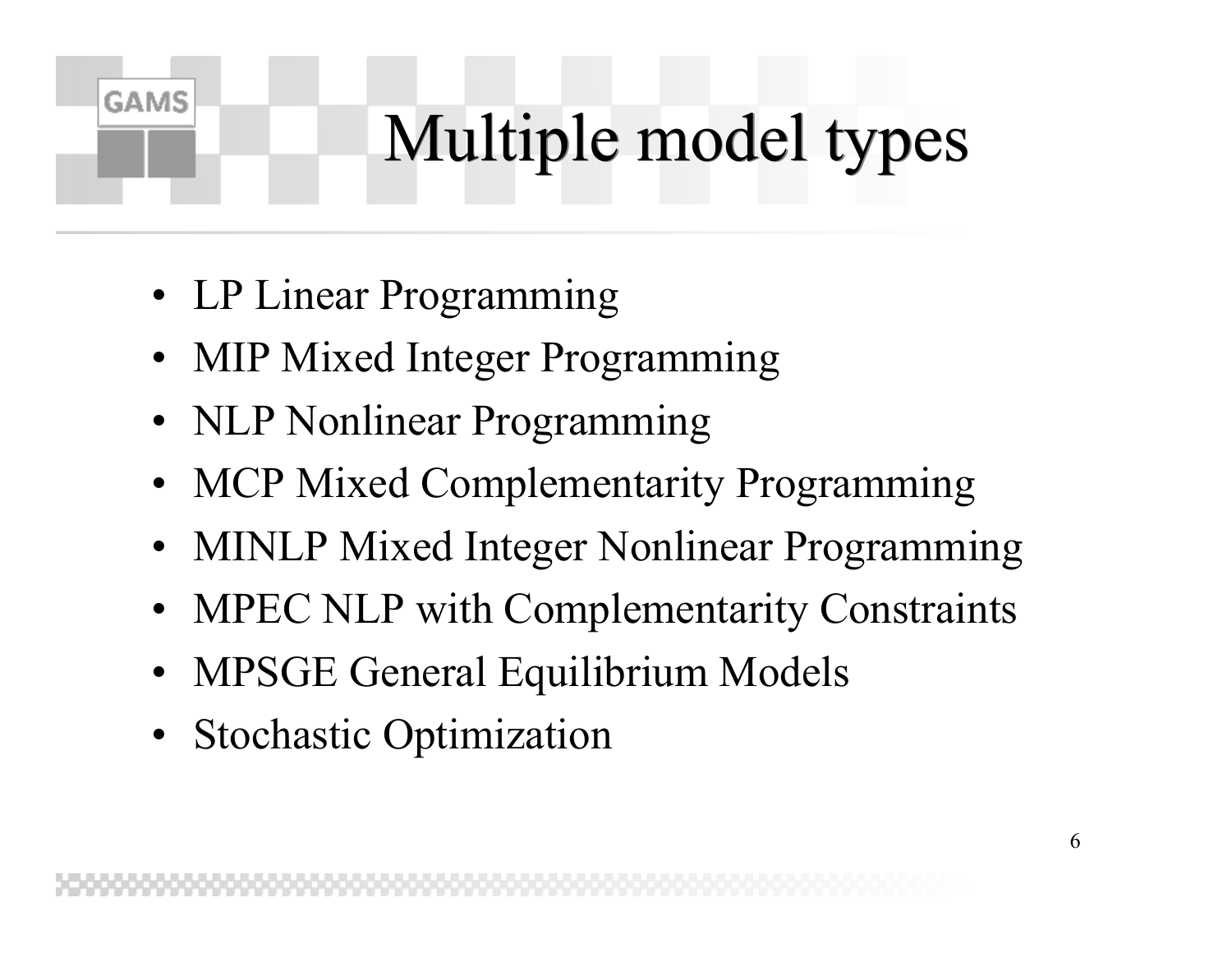# Multiple model types

- LP Linear Programming
- MIP Mixed Integer Programming
- NLP Nonlinear Programming
- MCP Mixed Complementarity Programming
- MINLP Mixed Integer Nonlinear Programming
- MPEC NLP with Complementarity Constraints
- MPSGE General Equilibrium Models
- Stochastic Optimization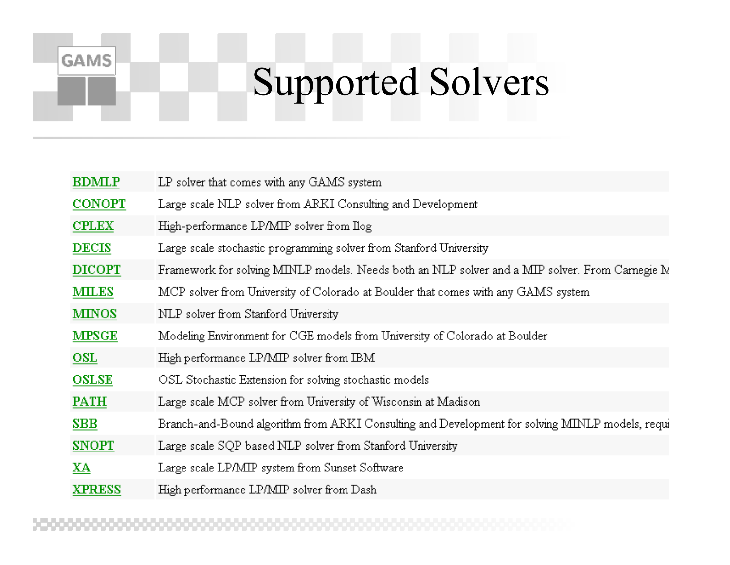# Supported Solvers

| | |
|---|---|
| BDMLP | LP solver that comes with any GAMS system |
| CONOPT | Large scale NLP solver from ARKI Consulting and Development |
| CPLEX | High-performance LP/MIP solver from Ilog |
| DECIS | Large scale stochastic programming solver from Stanford University |
| DICOPT | Framework for solving MINLP models. Needs both an NLP solver and a MIP solver. From Carnegie M |
| MILES | MCP solver from University of Colorado at Boulder that comes with any GAMS system |
| MINOS | NLP solver from Stanford University |
| MPSGE | Modeling Environment for CGE models from University of Colorado at Boulder |
| OSL | High performance LP/MIP solver from IBM |
| OSLSE | OSL Stochastic Extension for solving stochastic models |
| PATH | Large scale MCP solver from University of Wisconsin at Madison |
| SBB | Branch-and-Bound algorithm from ARKI Consulting and Development for solving MINLP models, requi |
| SNOPT | Large scale SQP based NLP solver from Stanford University |
| XA | Large scale LP/MIP system from Sunset Software |
| XPRESS | High performance LP/MIP solver from Dash |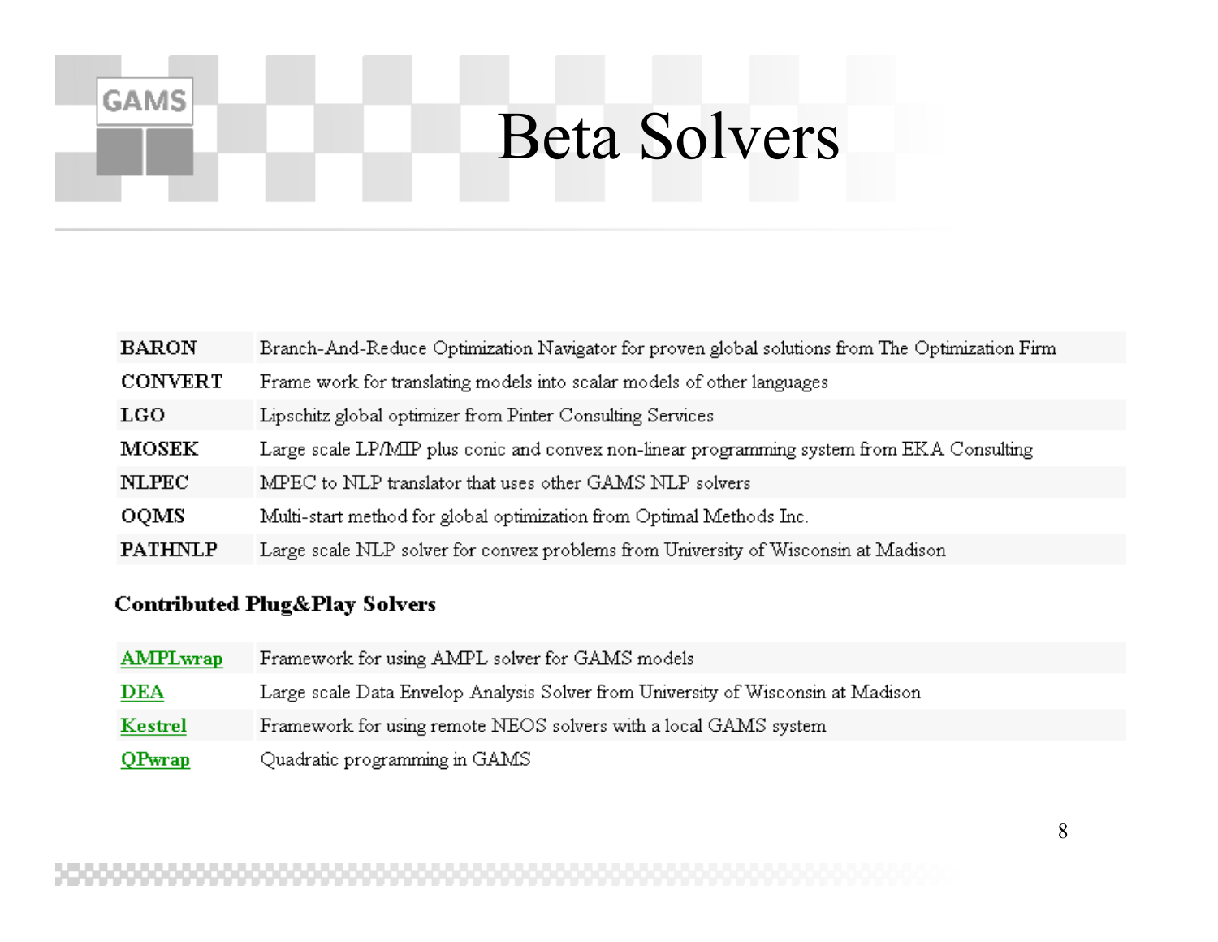# Beta Solvers

| | |
|---|---|
| **BARON** | Branch-And-Reduce Optimization Navigator for proven global solutions from The Optimization Firm |
| **CONVERT** | Frame work for translating models into scalar models of other languages |
| **LGO** | Lipschitz global optimizer from Pinter Consulting Services |
| **MOSEK** | Large scale LP/MIP plus conic and convex non-linear programming system from EKA Consulting |
| **NLPEC** | MPEC to NLP translator that uses other GAMS NLP solvers |
| **OQMS** | Multi-start method for global optimization from Optimal Methods Inc. |
| **PATHNLP** | Large scale NLP solver for convex problems from University of Wisconsin at Madison |

**Contributed Plug&Play Solvers**

| | |
|---|---|
| **AMPLwrap** | Framework for using AMPL solver for GAMS models |
| **DEA** | Large scale Data Envelop Analysis Solver from University of Wisconsin at Madison |
| **Kestrel** | Framework for using remote NEOS solvers with a local GAMS system |
| **QPwrap** | Quadratic programming in GAMS |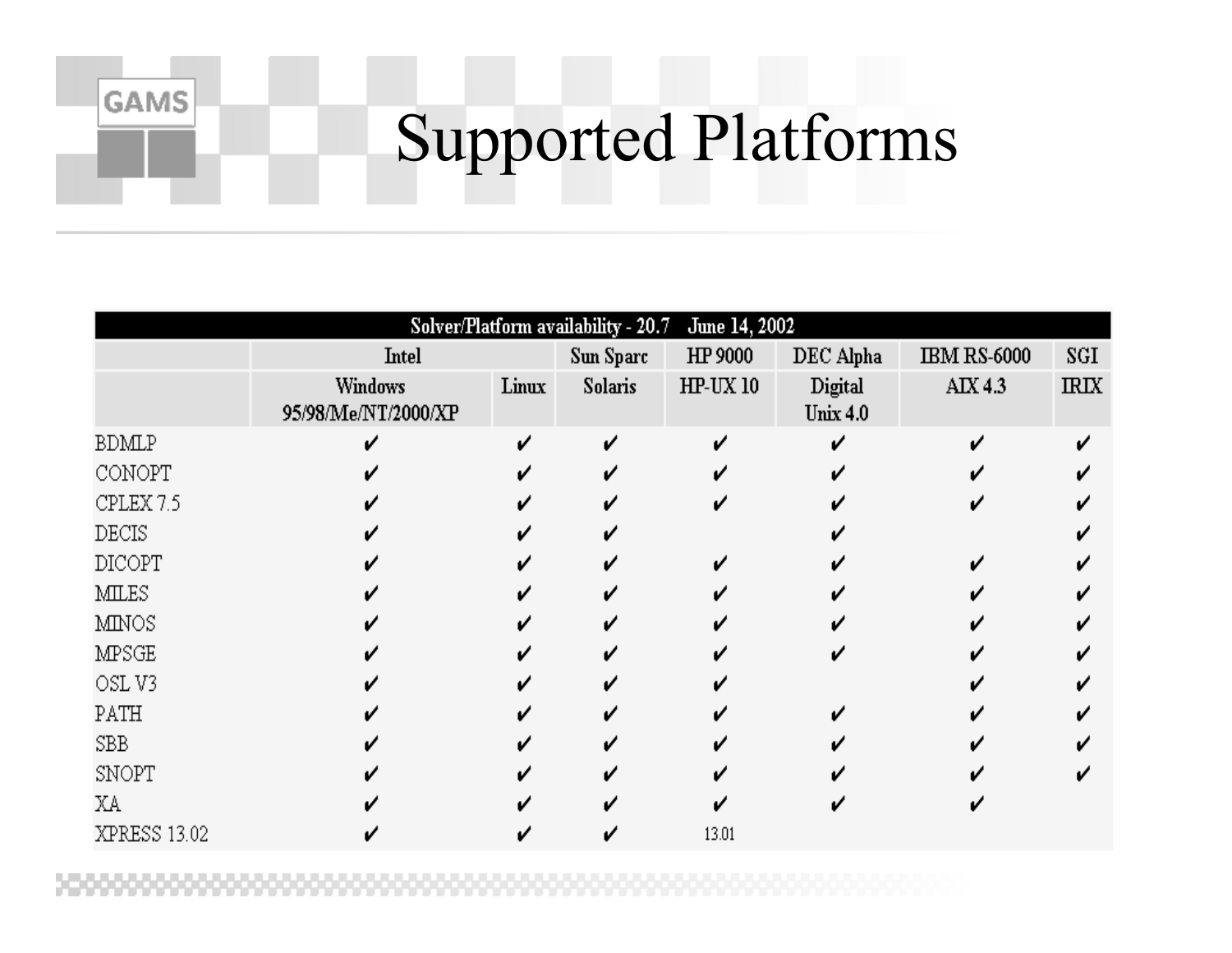# Supported Platforms

| Solver/Platform availability - 20.7 June 14, 2002 | | | | | | | |
|---|---|---|---|---|---|---|---|
| | Intel | | Sun Sparc | HP 9000 | DEC Alpha | IBM RS-6000 | SGI |
| | Windows 95/98/Me/NT/2000/XP | Linux | Solaris | HP-UX 10 | Digital Unix 4.0 | AIX 4.3 | IRIX |
| BDMLP | ✔ | ✔ | ✔ | ✔ | ✔ | ✔ | ✔ |
| CONOPT | ✔ | ✔ | ✔ | ✔ | ✔ | ✔ | ✔ |
| CPLEX 7.5 | ✔ | ✔ | ✔ | ✔ | ✔ | ✔ | ✔ |
| DECIS | ✔ | ✔ | ✔ | | ✔ | | ✔ |
| DICOPT | ✔ | ✔ | ✔ | ✔ | ✔ | ✔ | ✔ |
| MILES | ✔ | ✔ | ✔ | ✔ | ✔ | ✔ | ✔ |
| MINOS | ✔ | ✔ | ✔ | ✔ | ✔ | ✔ | ✔ |
| MPSGE | ✔ | ✔ | ✔ | ✔ | ✔ | ✔ | ✔ |
| OSL V3 | ✔ | ✔ | ✔ | ✔ | | ✔ | ✔ |
| PATH | ✔ | ✔ | ✔ | ✔ | ✔ | ✔ | ✔ |
| SBB | ✔ | ✔ | ✔ | ✔ | ✔ | ✔ | ✔ |
| SNOPT | ✔ | ✔ | ✔ | ✔ | ✔ | ✔ | ✔ |
| XA | ✔ | ✔ | ✔ | ✔ | ✔ | ✔ | |
| XPRESS 13.02 | ✔ | ✔ | ✔ | 13.01 | | | |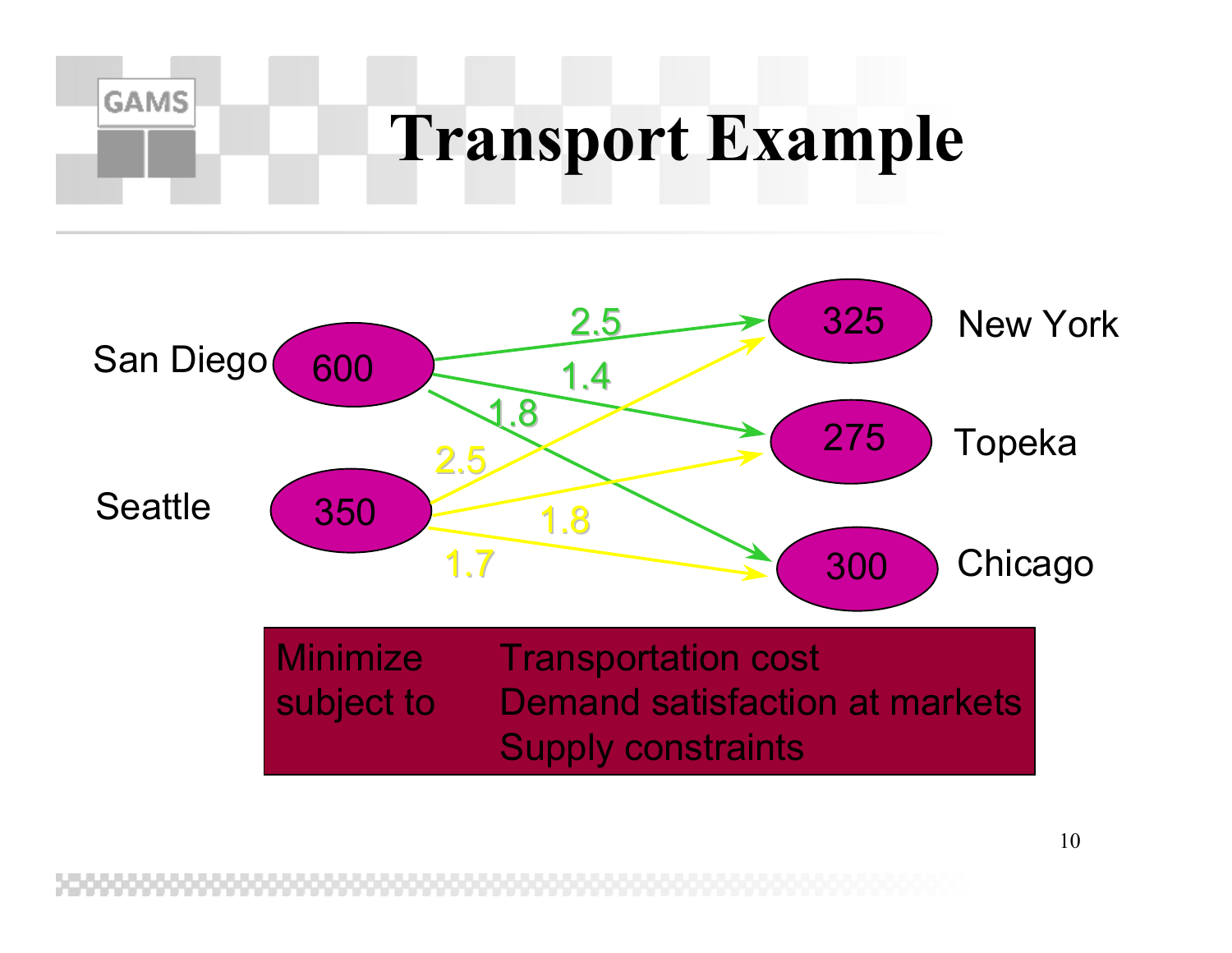# Transport Example

San Diego 600 → New York 325: 2.5
San Diego 600 → Topeka 275: 1.4
San Diego 600 → Chicago 300: 1.8

Seattle 350 → New York 325: 2.5
Seattle 350 → Topeka 275: 1.8
Seattle 350 → Chicago 300: 1.7

| | |
|---|---|
| Minimize | Transportation cost |
| subject to | Demand satisfaction at markets |
| | Supply constraints |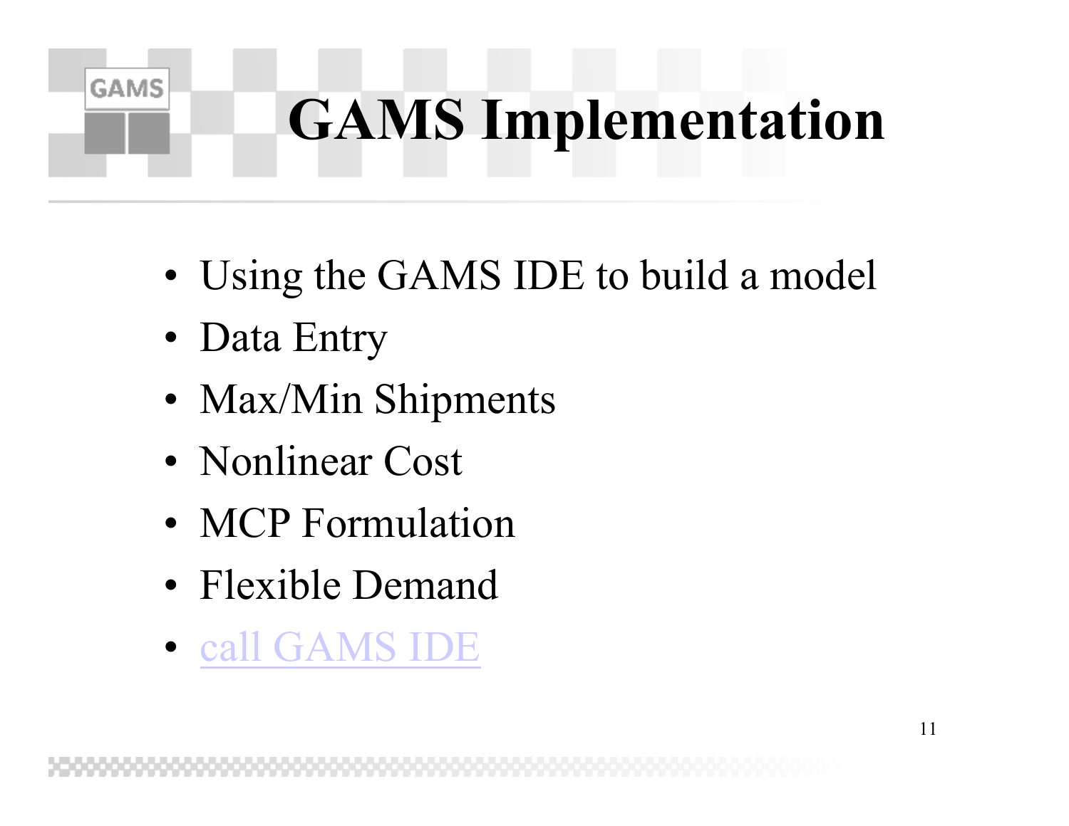# GAMS Implementation

- Using the GAMS IDE to build a model
- Data Entry
- Max/Min Shipments
- Nonlinear Cost
- MCP Formulation
- Flexible Demand
- call GAMS IDE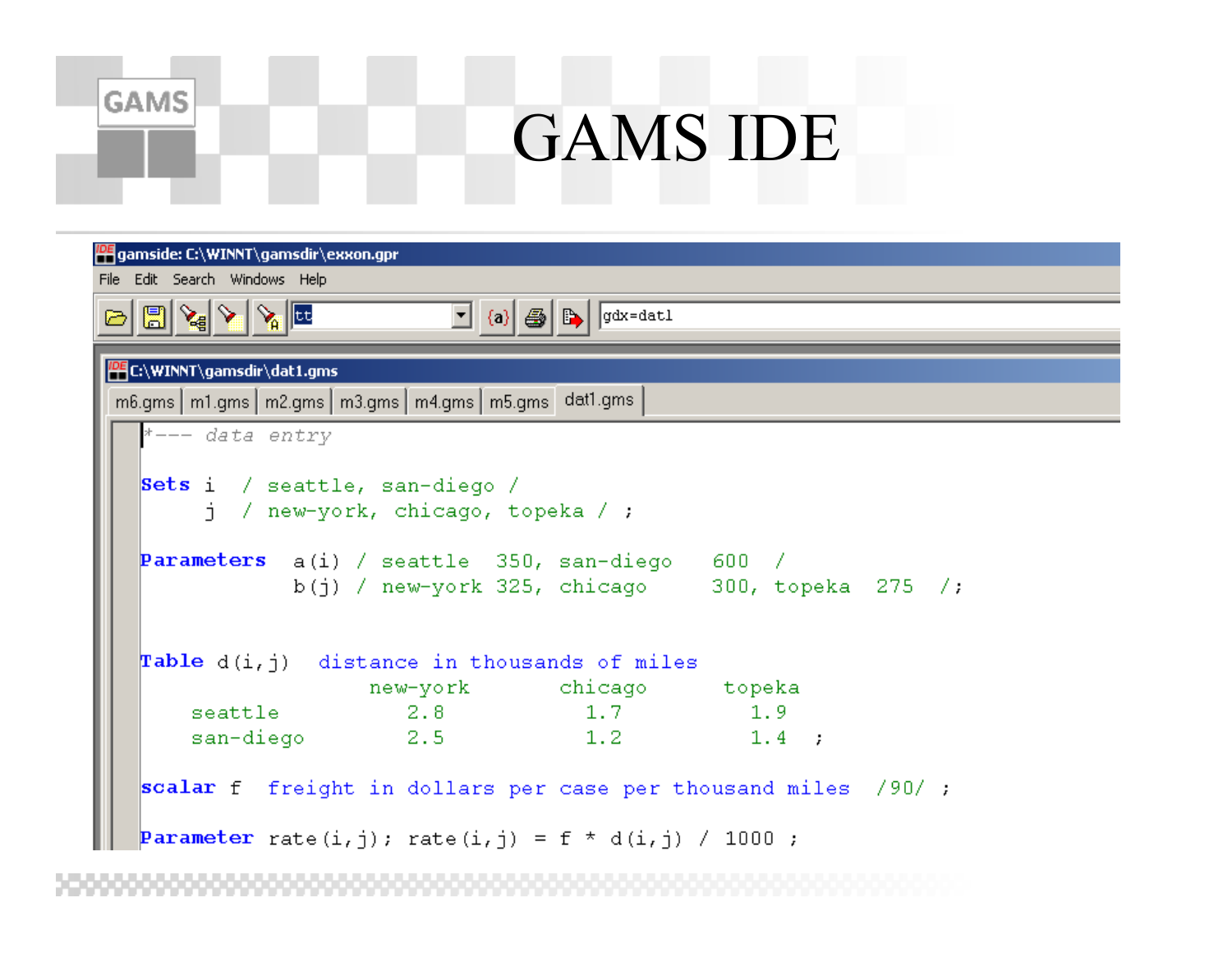# GAMS IDE

gamside: C:\WINNT\gamsdir\exxon.gpr

File Edit Search Windows Help

C:\WINNT\gamsdir\dat1.gms

m6.gms | m1.gms | m2.gms | m3.gms | m4.gms | m5.gms | dat1.gms

```
*--- data entry

Sets i  / seattle, san-diego /
     j  / new-york, chicago, topeka / ;

Parameters  a(i) / seattle  350, san-diego   600  /
            b(j) / new-york 325, chicago     300, topeka  275  /;


Table d(i,j)  distance in thousands of miles
                new-york      chicago      topeka
    seattle        2.8           1.7          1.9
    san-diego      2.5           1.2          1.4  ;

scalar f  freight in dollars per case per thousand miles  /90/ ;

Parameter rate(i,j); rate(i,j) = f * d(i,j) / 1000 ;
```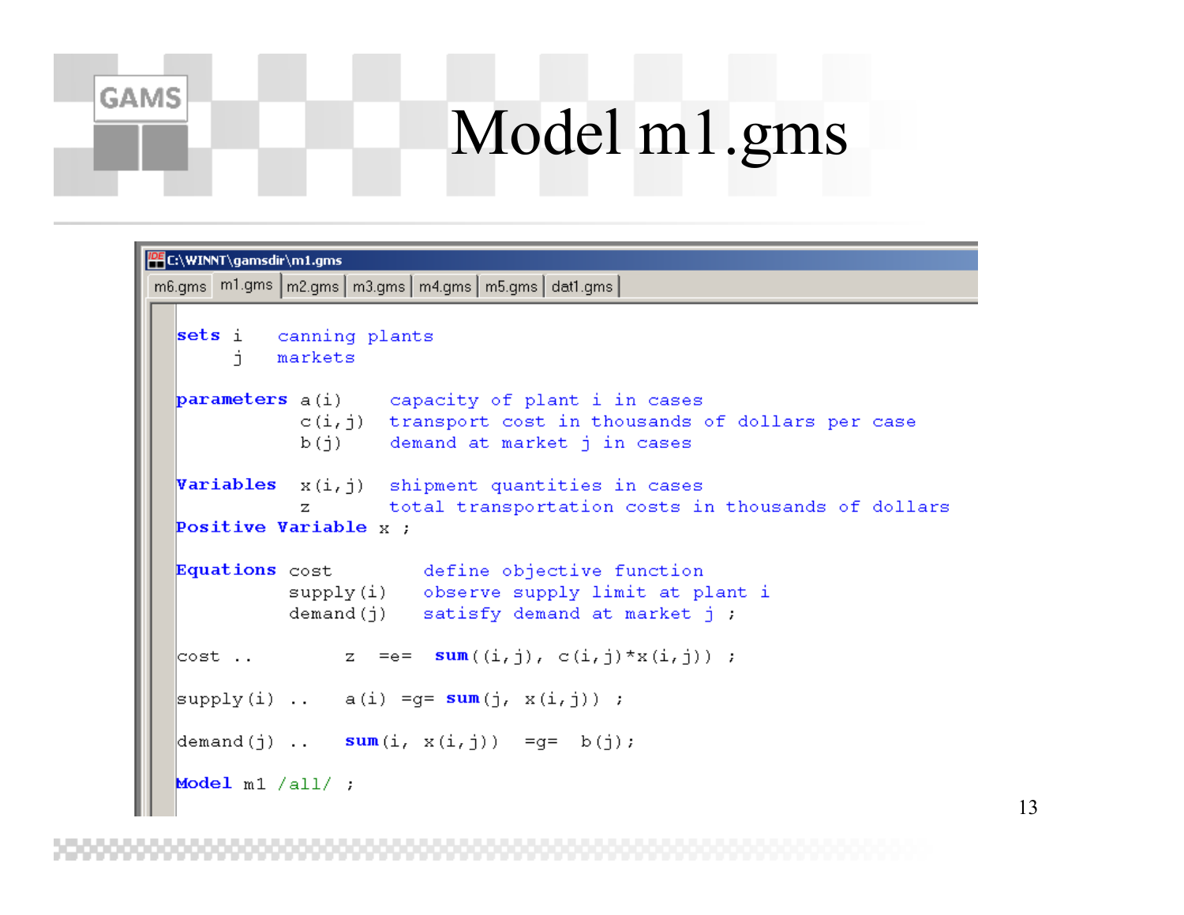# Model m1.gms

C:\WINNT\gamsdir\m1.gms

m6.gms | m1.gms | m2.gms | m3.gms | m4.gms | m5.gms | dat1.gms

```
sets i    canning plants
     j    markets

parameters a(i)     capacity of plant i in cases
           c(i,j)   transport cost in thousands of dollars per case
           b(j)     demand at market j in cases

Variables  x(i,j)   shipment quantities in cases
           z        total transportation costs in thousands of dollars
Positive Variable x ;

Equations cost         define objective function
          supply(i)    observe supply limit at plant i
          demand(j)    satisfy demand at market j ;

cost ..          z  =e=  sum((i,j), c(i,j)*x(i,j)) ;

supply(i) ..    a(i) =g= sum(j, x(i,j)) ;

demand(j) ..    sum(i, x(i,j))  =g=  b(j);

Model m1 /all/ ;
```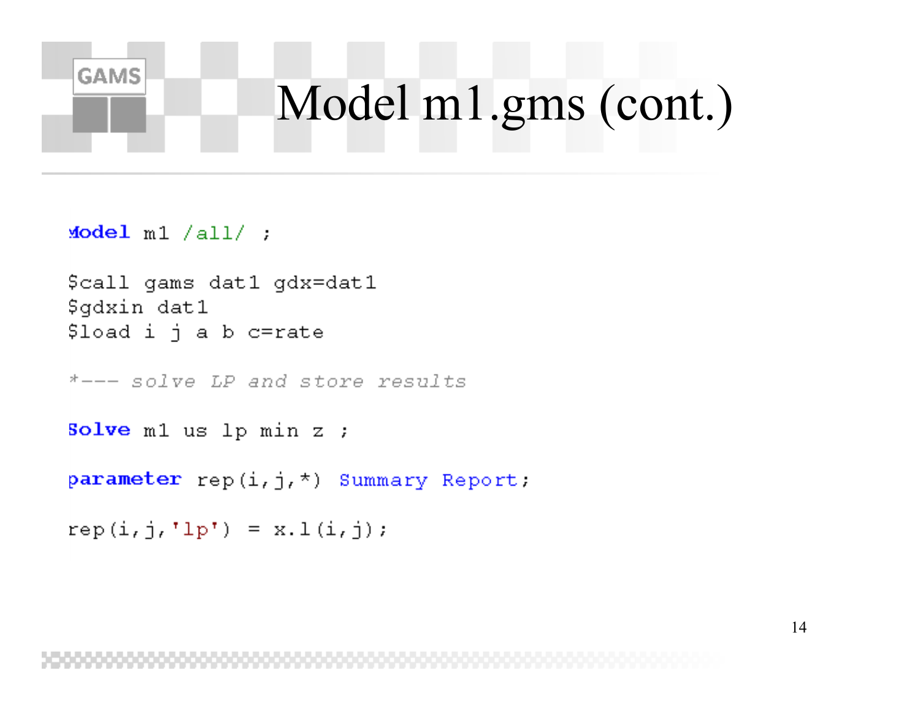# Model m1.gms (cont.)

```
Model m1 /all/ ;

$call gams dat1 gdx=dat1
$gdxin dat1
$load i j a b c=rate

*--- solve LP and store results

Solve m1 us lp min z ;

parameter rep(i,j,*) Summary Report;

rep(i,j,'lp') = x.l(i,j);
```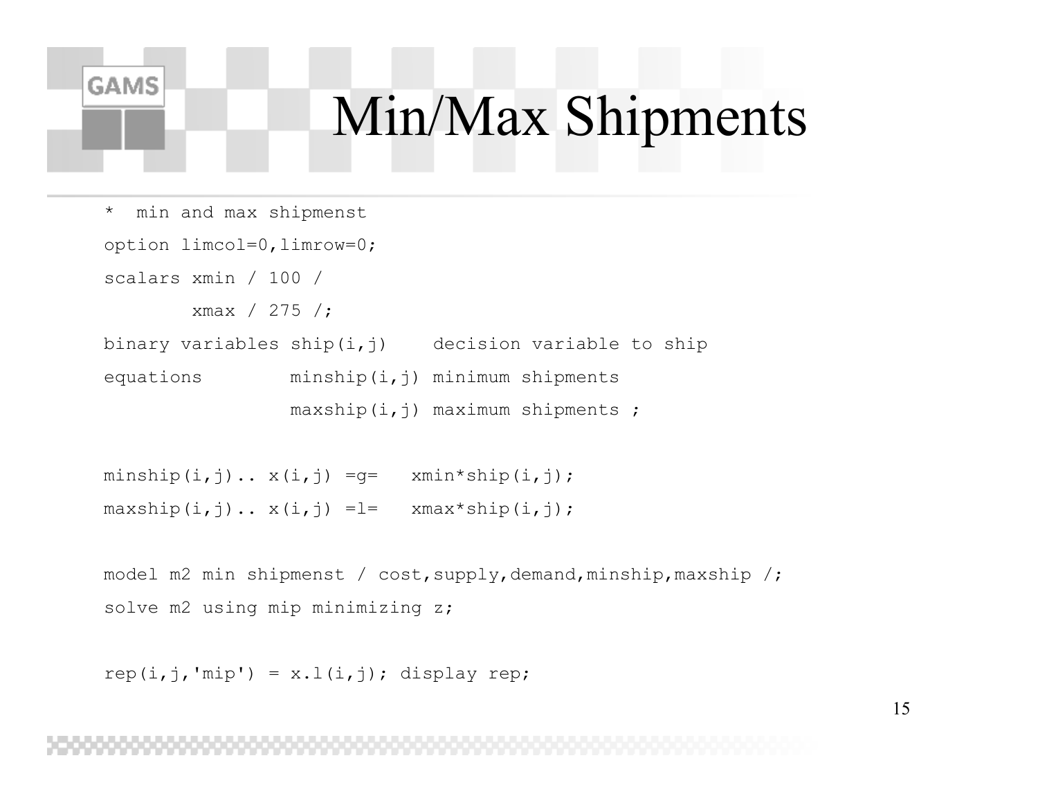# Min/Max Shipments

```
*  min and max shipmenst
option limcol=0,limrow=0;
scalars xmin / 100 /
        xmax / 275 /;
binary variables ship(i,j)    decision variable to ship
equations        minship(i,j) minimum shipments
                 maxship(i,j) maximum shipments ;

minship(i,j).. x(i,j) =g=   xmin*ship(i,j);
maxship(i,j).. x(i,j) =l=   xmax*ship(i,j);

model m2 min shipmenst / cost,supply,demand,minship,maxship /;
solve m2 using mip minimizing z;

rep(i,j,'mip') = x.l(i,j); display rep;
```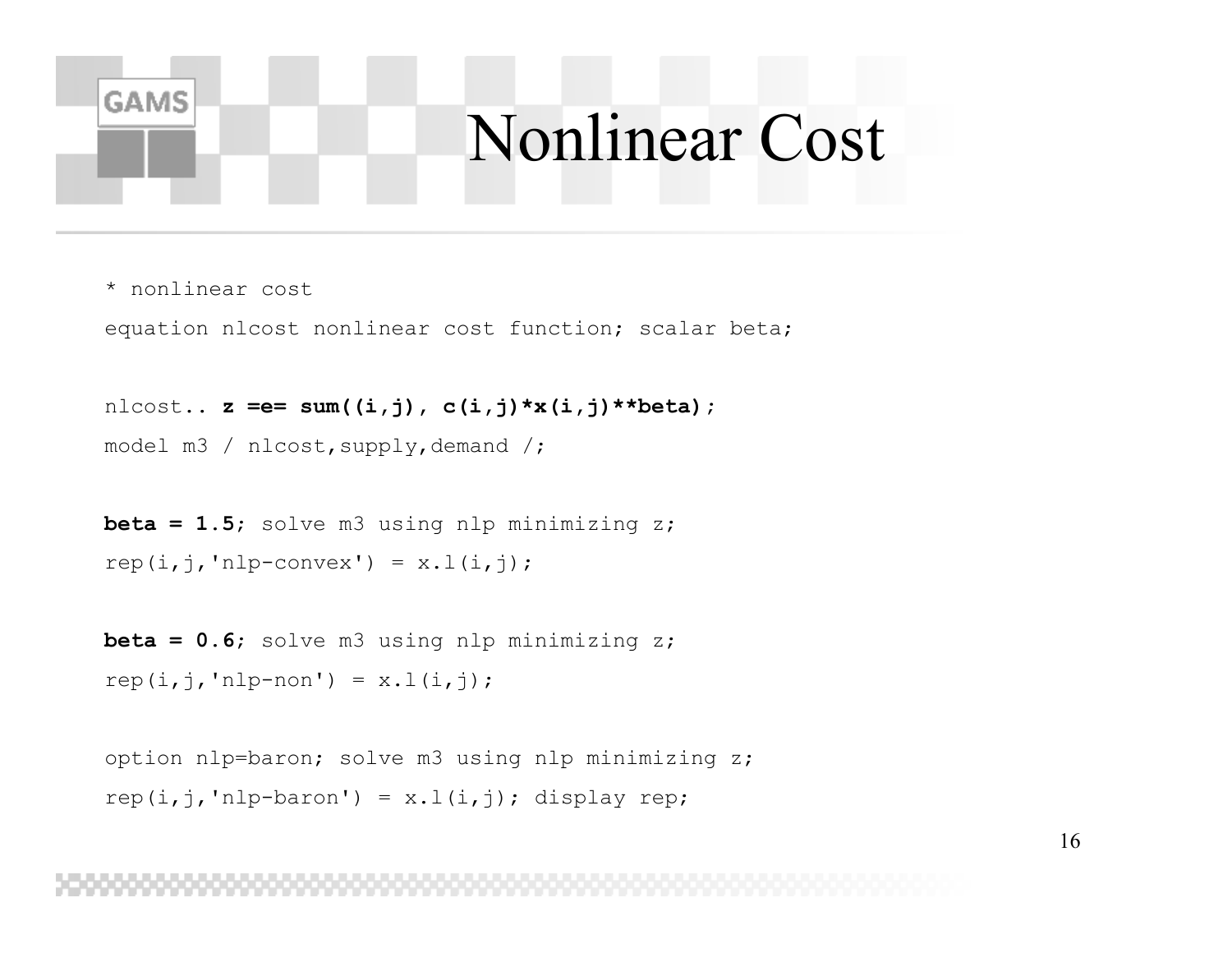# Nonlinear Cost

```
* nonlinear cost
equation nlcost nonlinear cost function; scalar beta;

nlcost.. z =e= sum((i,j), c(i,j)*x(i,j)**beta);
model m3 / nlcost,supply,demand /;

beta = 1.5; solve m3 using nlp minimizing z;
rep(i,j,'nlp-convex') = x.l(i,j);

beta = 0.6; solve m3 using nlp minimizing z;
rep(i,j,'nlp-non') = x.l(i,j);

option nlp=baron; solve m3 using nlp minimizing z;
rep(i,j,'nlp-baron') = x.l(i,j); display rep;
```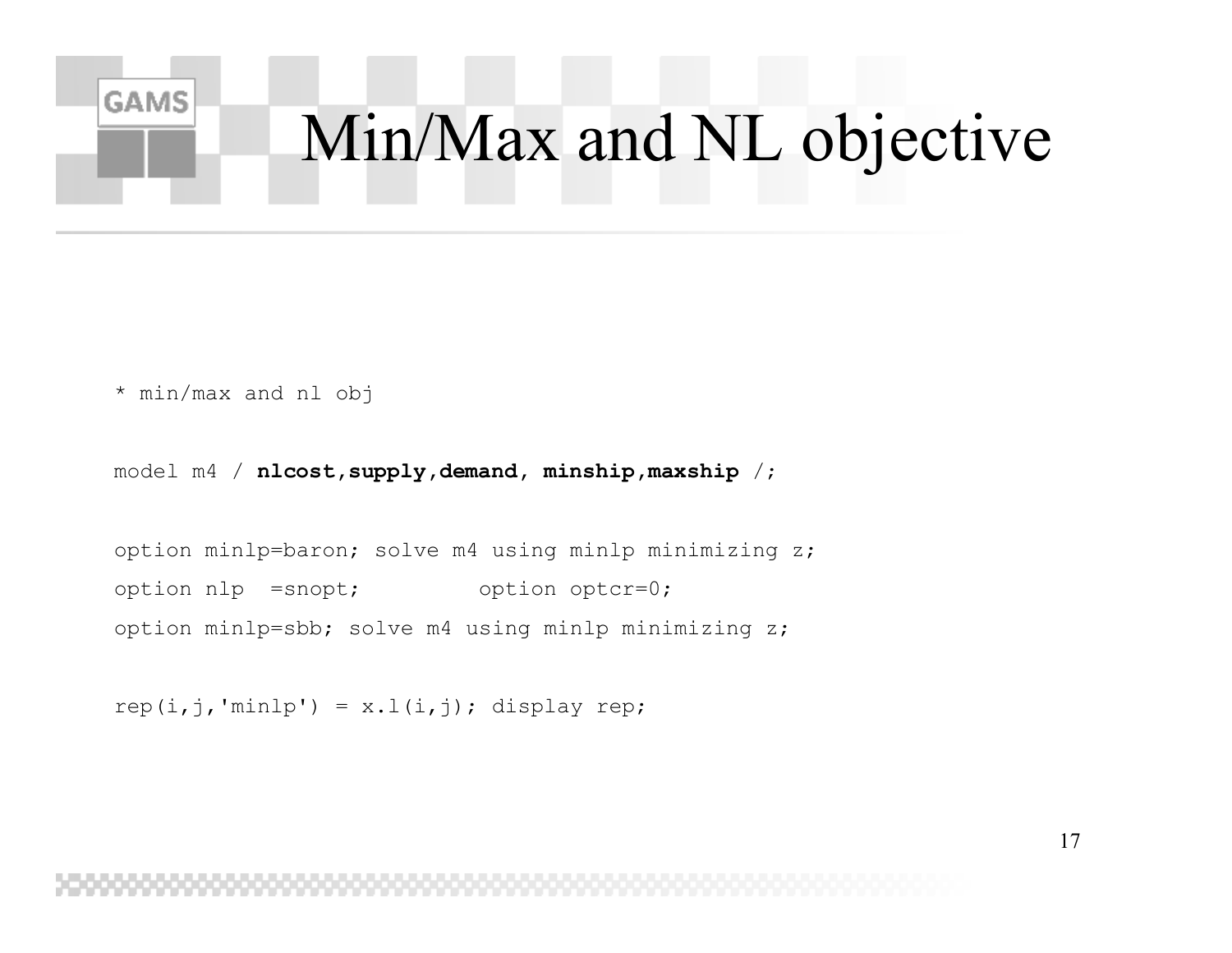# Min/Max and NL objective

```
* min/max and nl obj

model m4 / nlcost,supply,demand, minship,maxship /;

option minlp=baron; solve m4 using minlp minimizing z;
option nlp  =snopt;         option optcr=0;
option minlp=sbb; solve m4 using minlp minimizing z;

rep(i,j,'minlp') = x.l(i,j); display rep;
```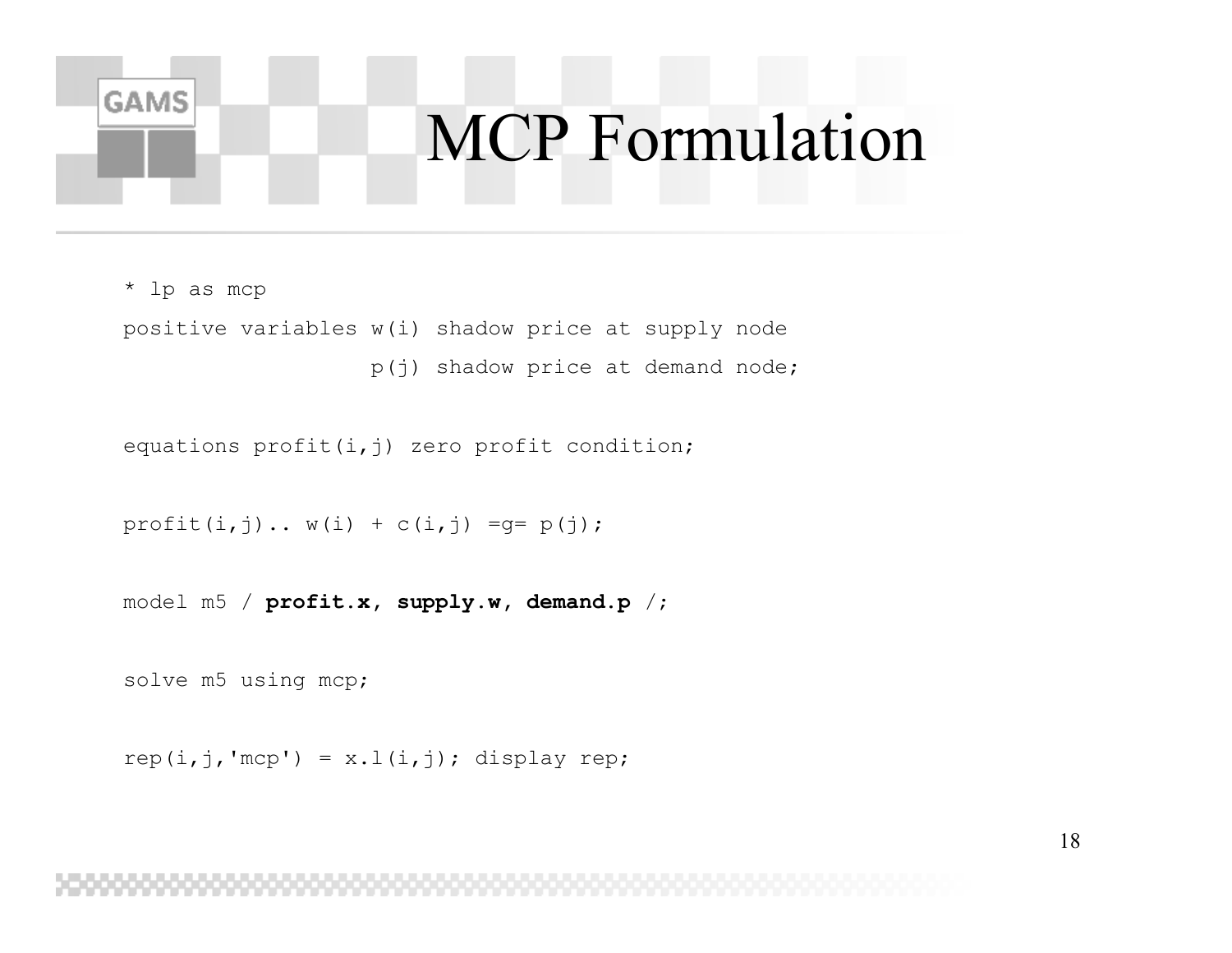# MCP Formulation

```
* lp as mcp
positive variables w(i) shadow price at supply node
                   p(j) shadow price at demand node;

equations profit(i,j) zero profit condition;

profit(i,j).. w(i) + c(i,j) =g= p(j);

model m5 / profit.x, supply.w, demand.p /;

solve m5 using mcp;

rep(i,j,'mcp') = x.l(i,j); display rep;
```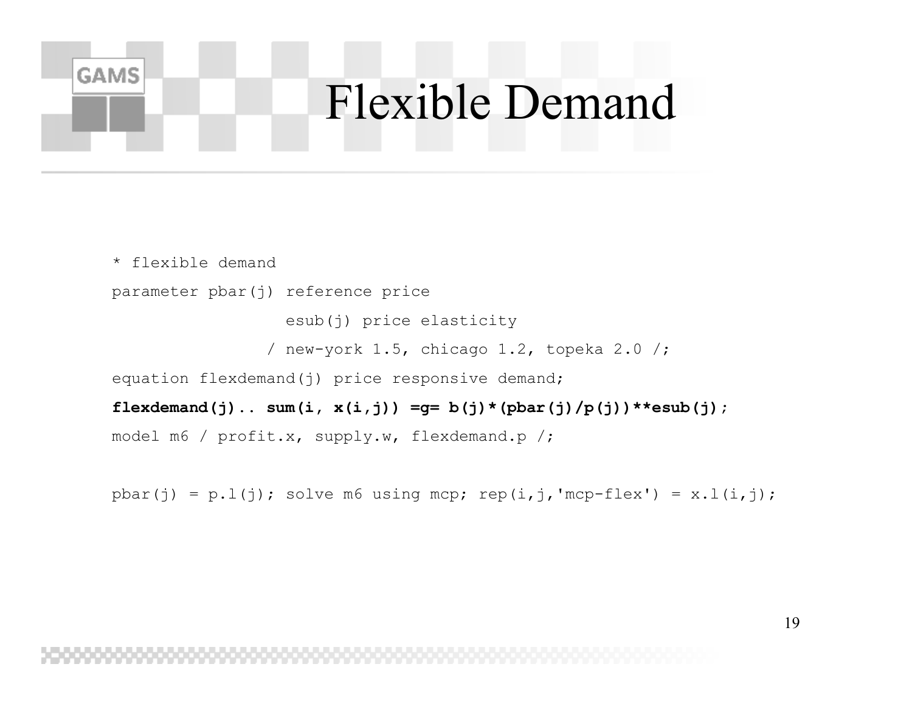# Flexible Demand

```
* flexible demand
parameter pbar(j) reference price
          esub(j) price elasticity
          / new-york 1.5, chicago 1.2, topeka 2.0 /;
equation flexdemand(j) price responsive demand;
flexdemand(j).. sum(i, x(i,j)) =g= b(j)*(pbar(j)/p(j))**esub(j);
model m6 / profit.x, supply.w, flexdemand.p /;

pbar(j) = p.l(j); solve m6 using mcp; rep(i,j,'mcp-flex') = x.l(i,j);
```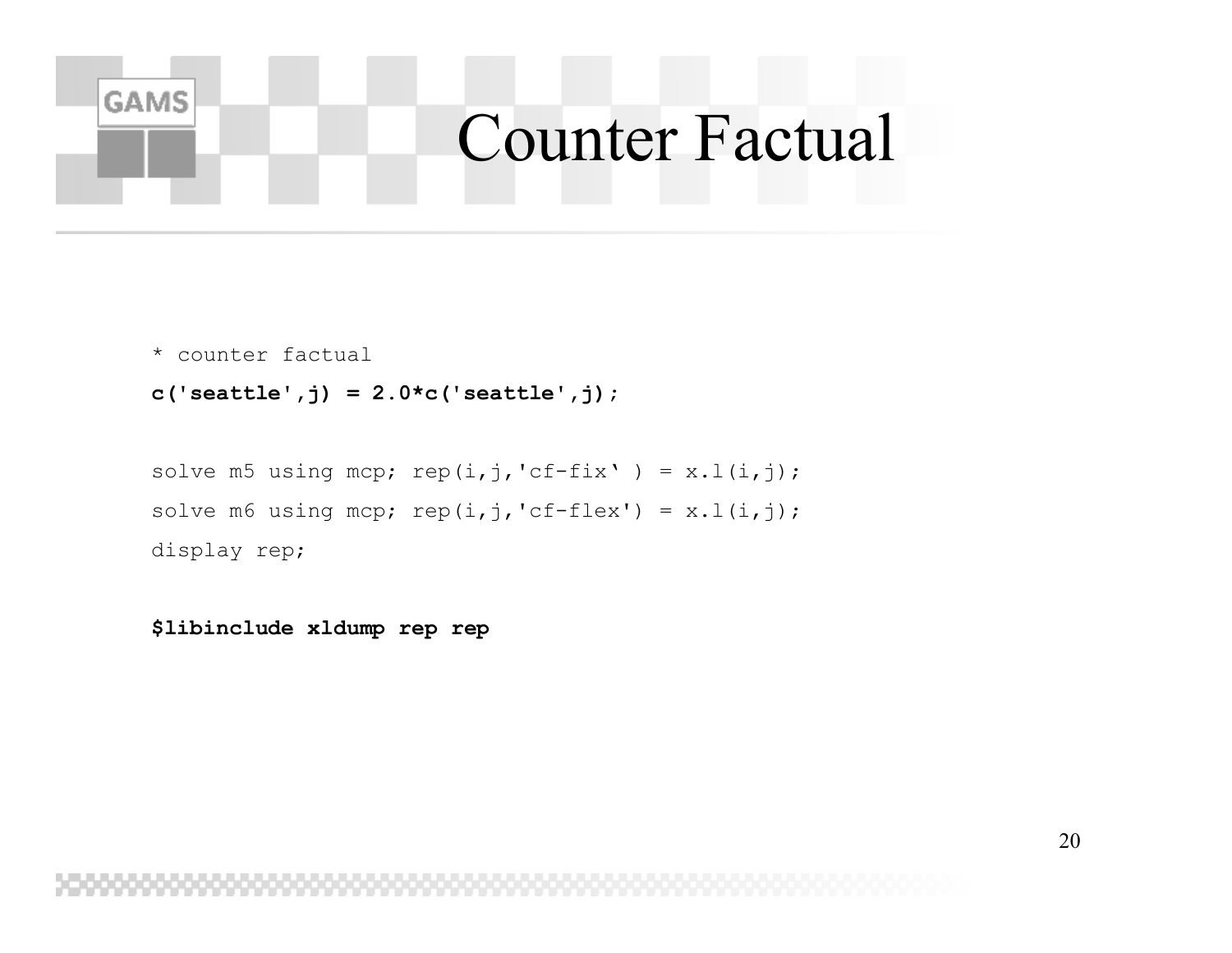# Counter Factual

```
* counter factual
c('seattle',j) = 2.0*c('seattle',j);

solve m5 using mcp; rep(i,j,'cf-fix‘ ) = x.l(i,j);
solve m6 using mcp; rep(i,j,'cf-flex') = x.l(i,j);
display rep;

$libinclude xldump rep rep
```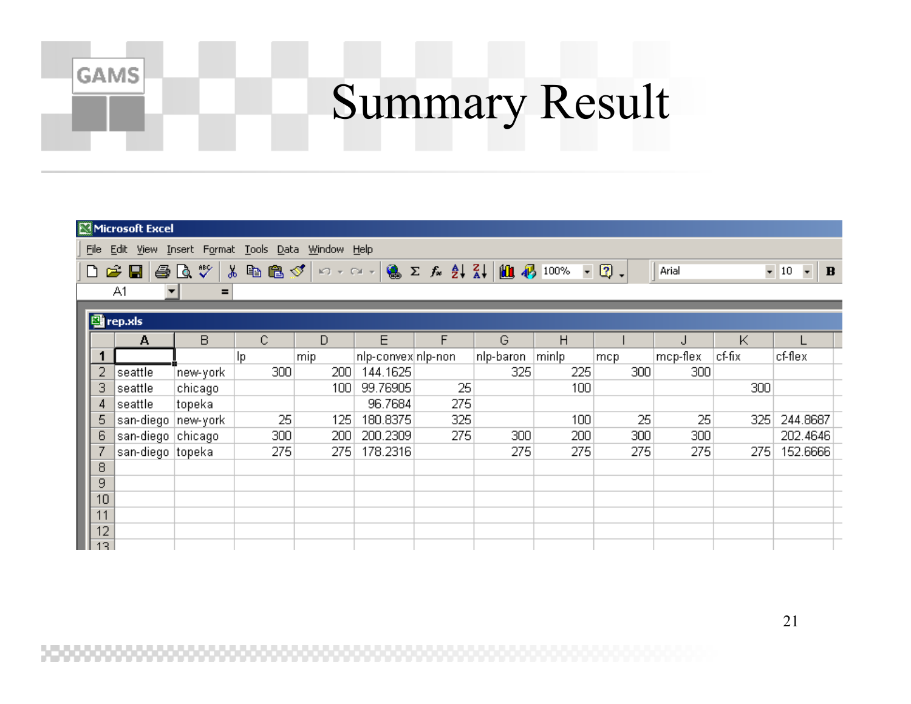# Summary Result

rep.xls

| | | lp | mip | nlp-convex | nlp-non | nlp-baron | minlp | mcp | mcp-flex | cf-fix | cf-flex |
|---|---|---|---|---|---|---|---|---|---|---|---|
| seattle | new-york | 300 | 200 | 144.1625 | | 325 | 225 | 300 | 300 | | |
| seattle | chicago | | 100 | 99.76905 | 25 | | 100 | | | 300 | |
| seattle | topeka | | | 96.7684 | 275 | | | | | | |
| san-diego | new-york | 25 | 125 | 180.8375 | 325 | | 100 | 25 | 25 | 325 | 244.8687 |
| san-diego | chicago | 300 | 200 | 200.2309 | 275 | 300 | 200 | 300 | 300 | | 202.4646 |
| san-diego | topeka | 275 | 275 | 178.2316 | | 275 | 275 | 275 | 275 | 275 | 152.6666 |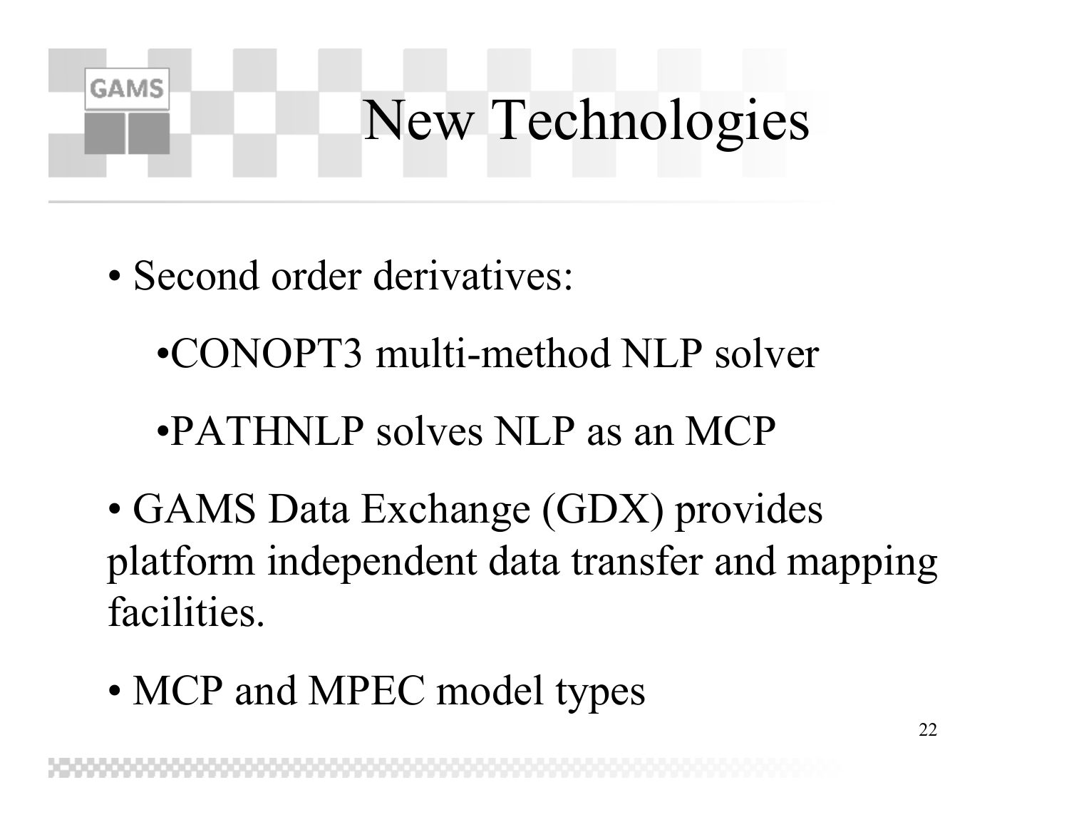# New Technologies

- Second order derivatives:
  - CONOPT3 multi-method NLP solver
  - PATHNLP solves NLP as an MCP
- GAMS Data Exchange (GDX) provides platform independent data transfer and mapping facilities.
- MCP and MPEC model types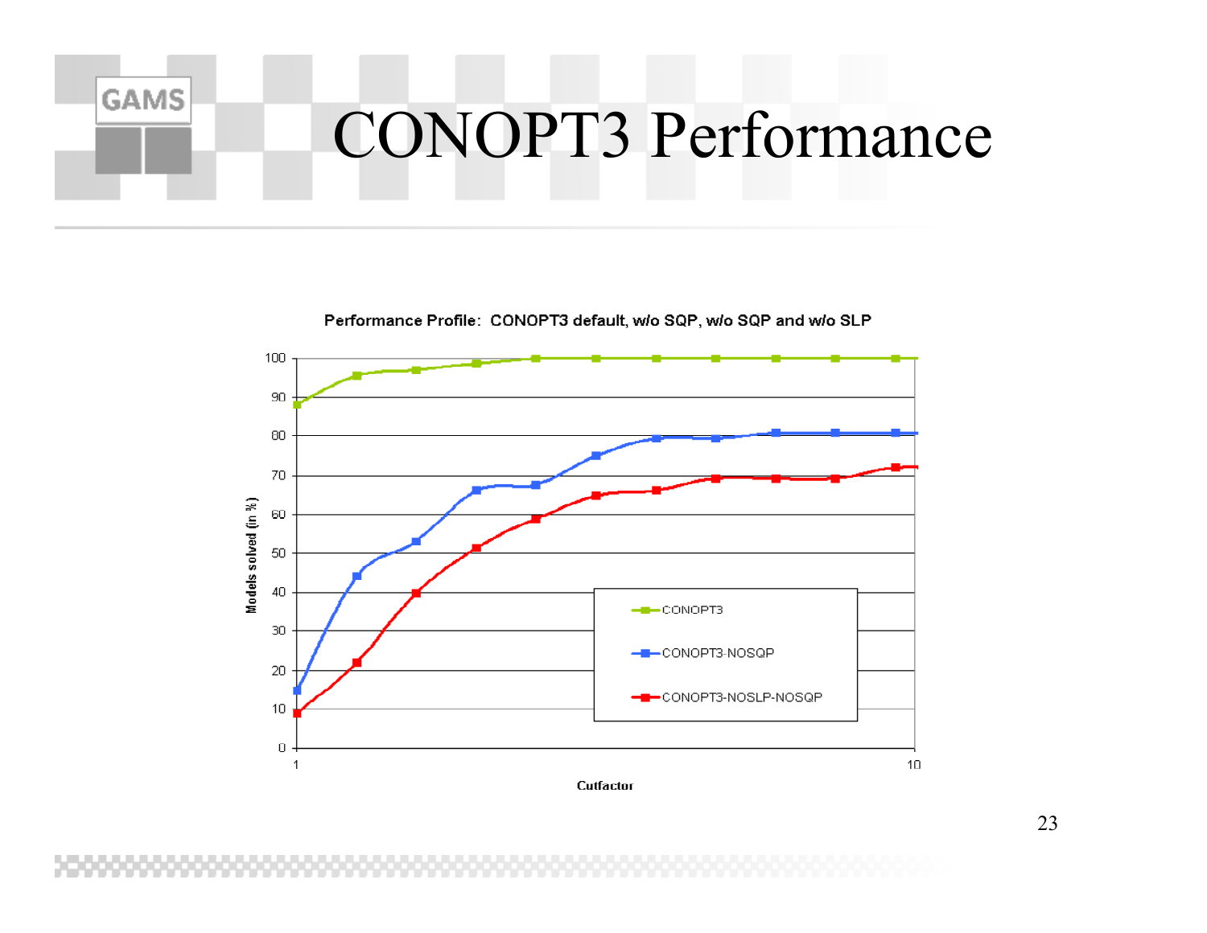# CONOPT3 Performance

Performance Profile: CONOPT3 default, w/o SQP, w/o SQP and w/o SLP

Models solved (in %)

Cutfactor

- CONOPT3
- CONOPT3-NOSQP
- CONOPT3-NOSLP-NOSQP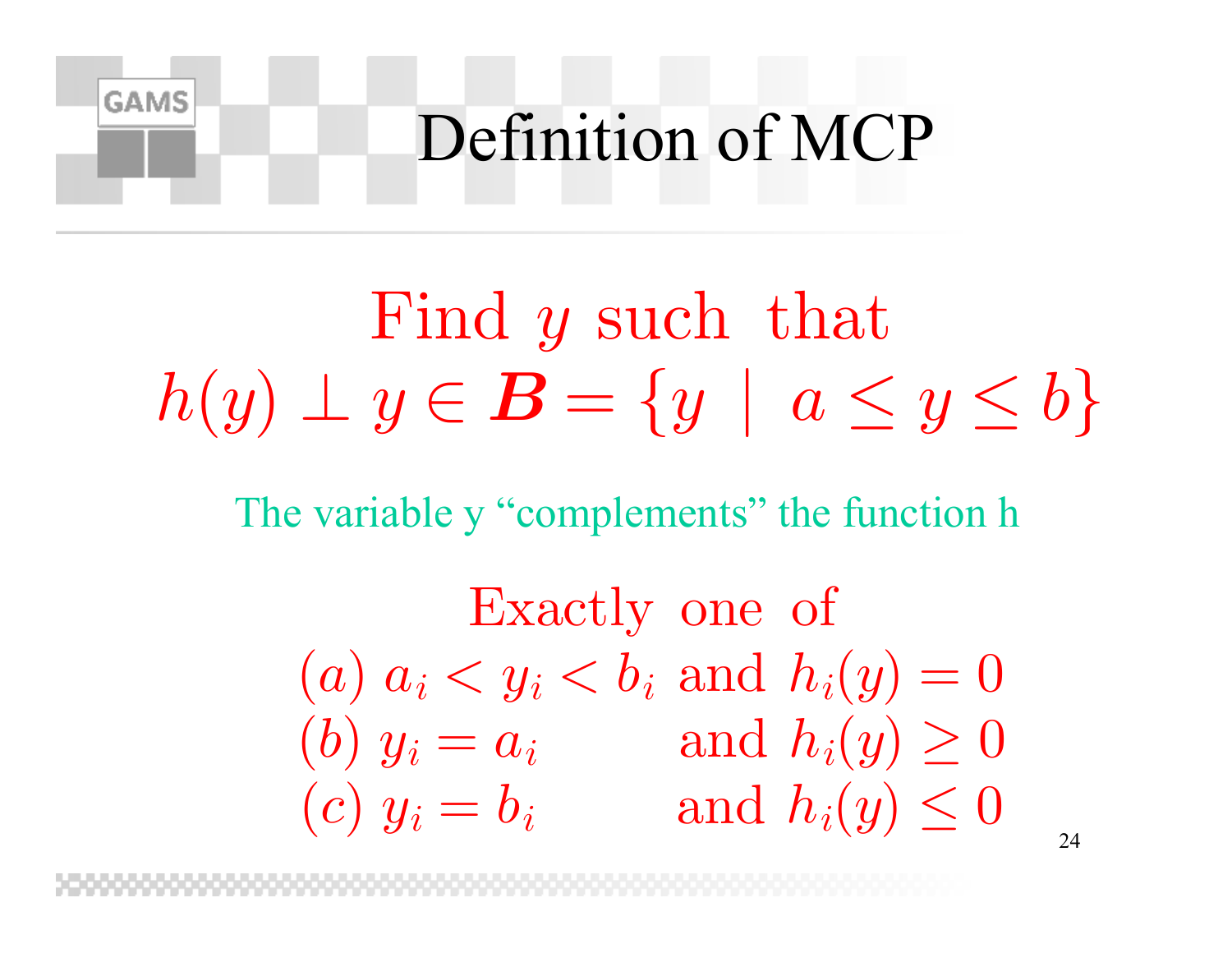# Definition of MCP

$$\text{Find } y \text{ such that}$$

$$h(y) \perp y \in \boldsymbol{B} = \{y \mid a \leq y \leq b\}$$

The variable y "complements" the function h

$$\begin{array}{lll} & \text{Exactly one of} & \\ (a) & a_i < y_i < b_i & \text{and } h_i(y) = 0 \\ (b) & y_i = a_i & \text{and } h_i(y) \geq 0 \\ (c) & y_i = b_i & \text{and } h_i(y) \leq 0 \end{array}$$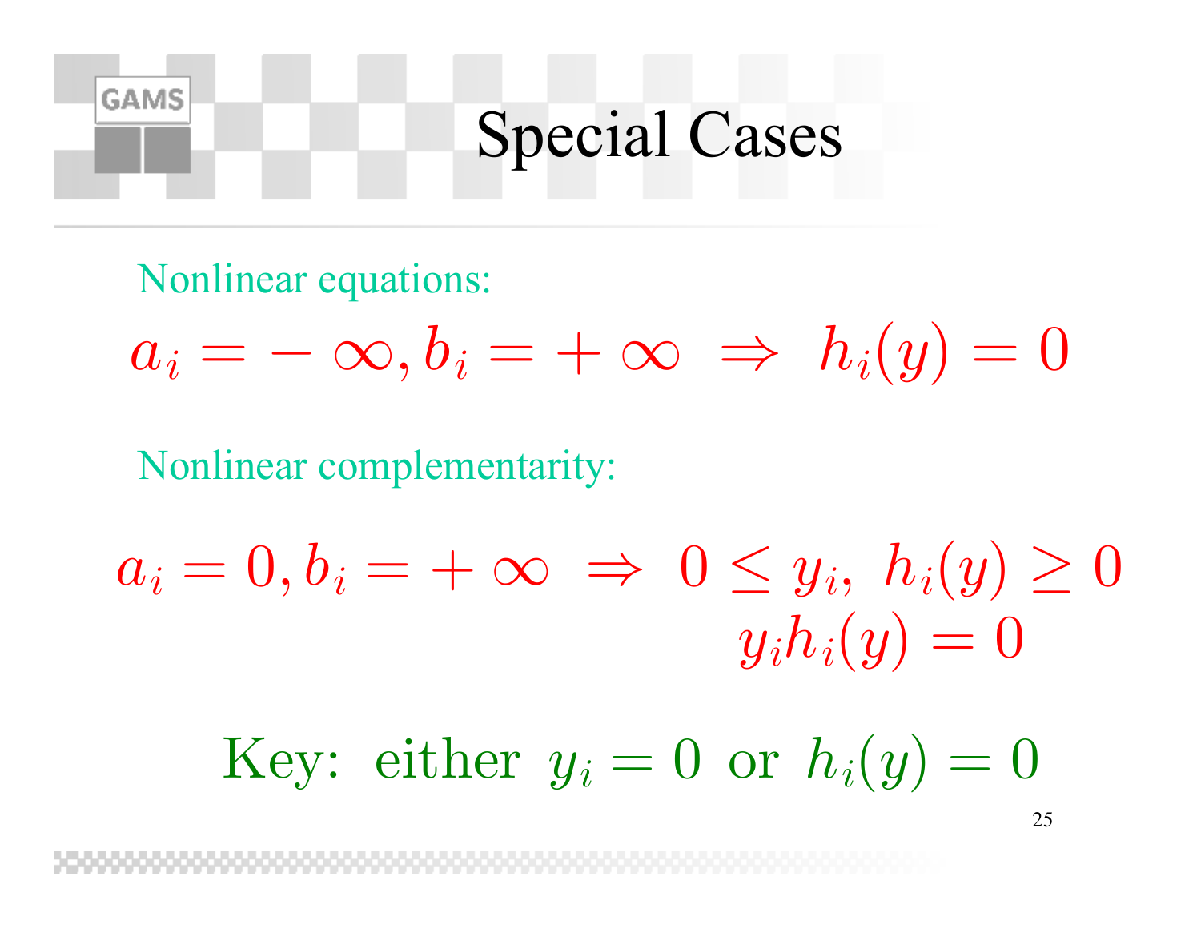# Special Cases

Nonlinear equations:

$$a_i = -\infty, b_i = +\infty \;\Rightarrow\; h_i(y) = 0$$

Nonlinear complementarity:

$$a_i = 0, b_i = +\infty \;\Rightarrow\; 0 \le y_i,\; h_i(y) \ge 0$$
$$y_i h_i(y) = 0$$

Key: either $y_i = 0$ or $h_i(y) = 0$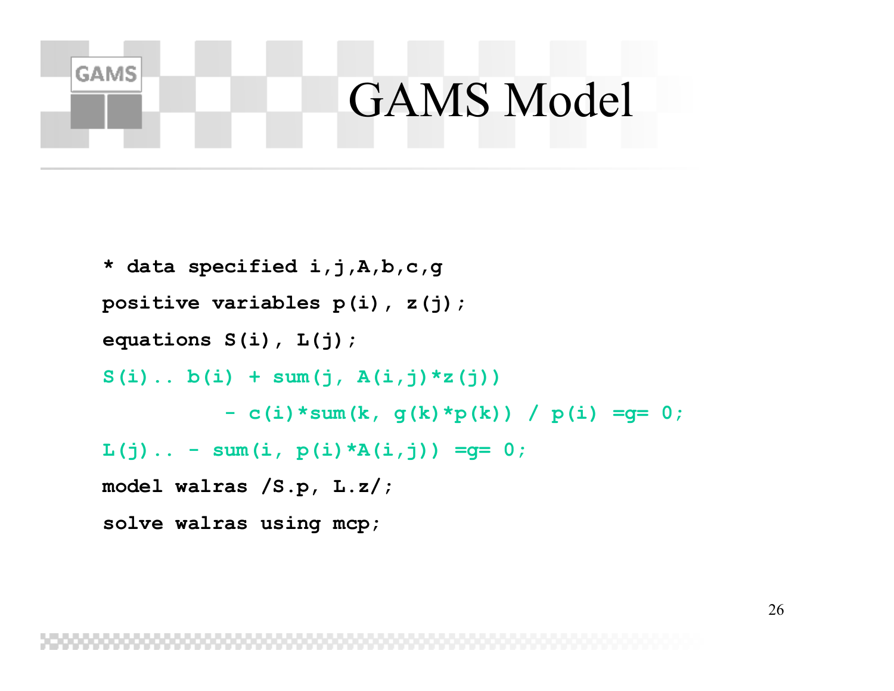# GAMS Model

```
* data specified i,j,A,b,c,g
positive variables p(i), z(j);
equations S(i), L(j);
S(i).. b(i) + sum(j, A(i,j)*z(j))
          - c(i)*sum(k, g(k)*p(k)) / p(i) =g= 0;
L(j).. - sum(i, p(i)*A(i,j)) =g= 0;
model walras /S.p, L.z/;
solve walras using mcp;
```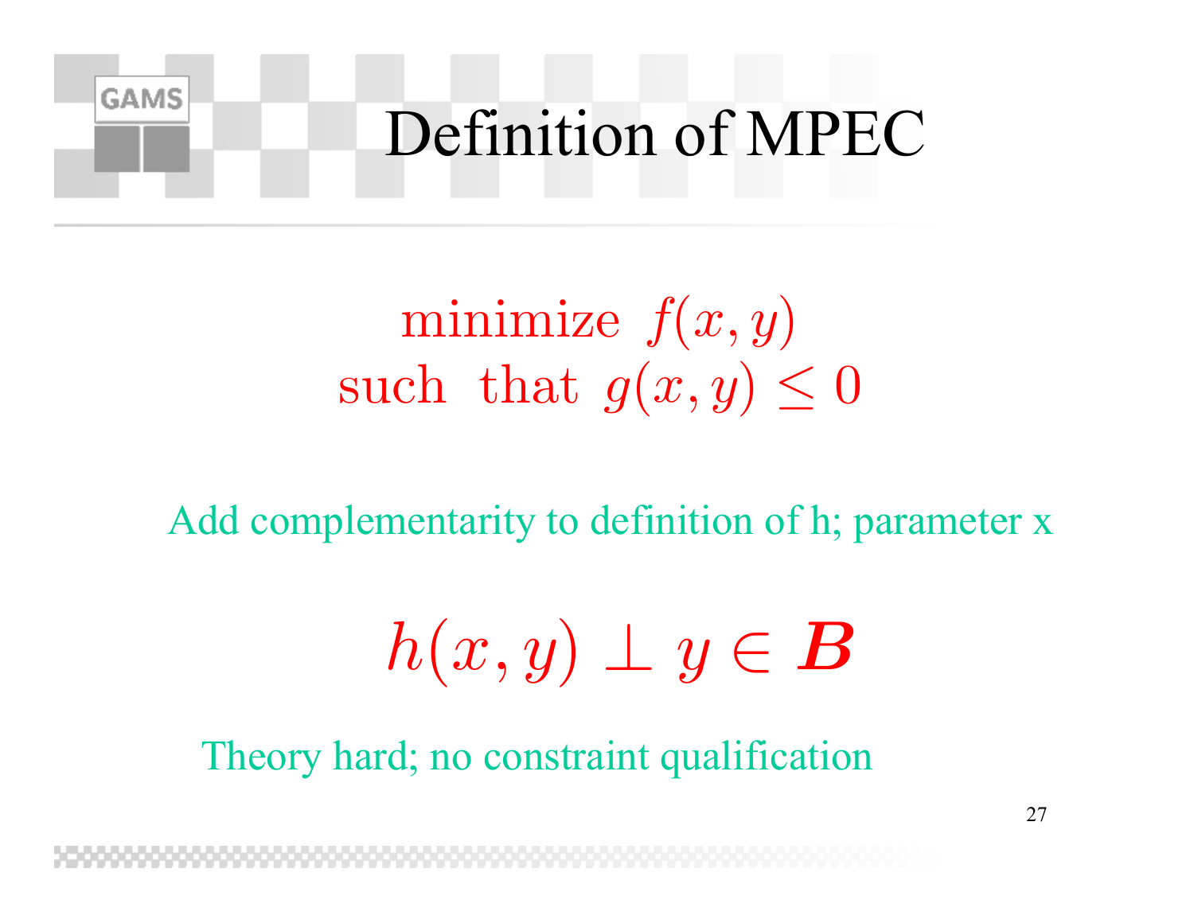# Definition of MPEC

$$\begin{aligned} \text{minimize} \;\; & f(x,y) \\ \text{such that} \;\; & g(x,y) \leq 0 \end{aligned}$$

Add complementarity to definition of h; parameter x

$$h(x,y) \perp y \in \boldsymbol{B}$$

Theory hard; no constraint qualification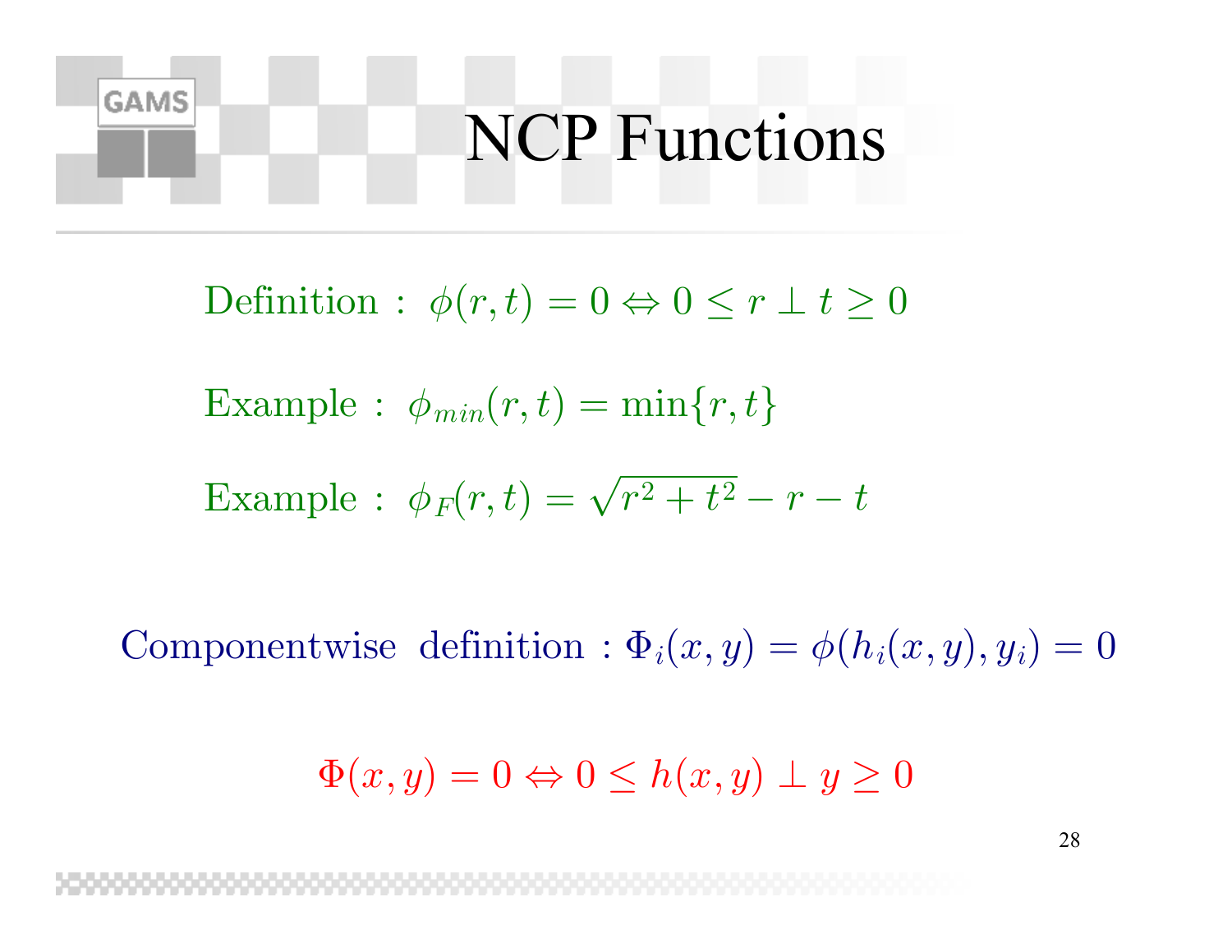# NCP Functions

Definition : $\phi(r, t) = 0 \Leftrightarrow 0 \le r \perp t \ge 0$

Example : $\phi_{min}(r, t) = \min\{r, t\}$

Example : $\phi_F(r, t) = \sqrt{r^2 + t^2} - r - t$

Componentwise definition : $\Phi_i(x, y) = \phi(h_i(x, y), y_i) = 0$

$$\Phi(x, y) = 0 \Leftrightarrow 0 \le h(x, y) \perp y \ge 0$$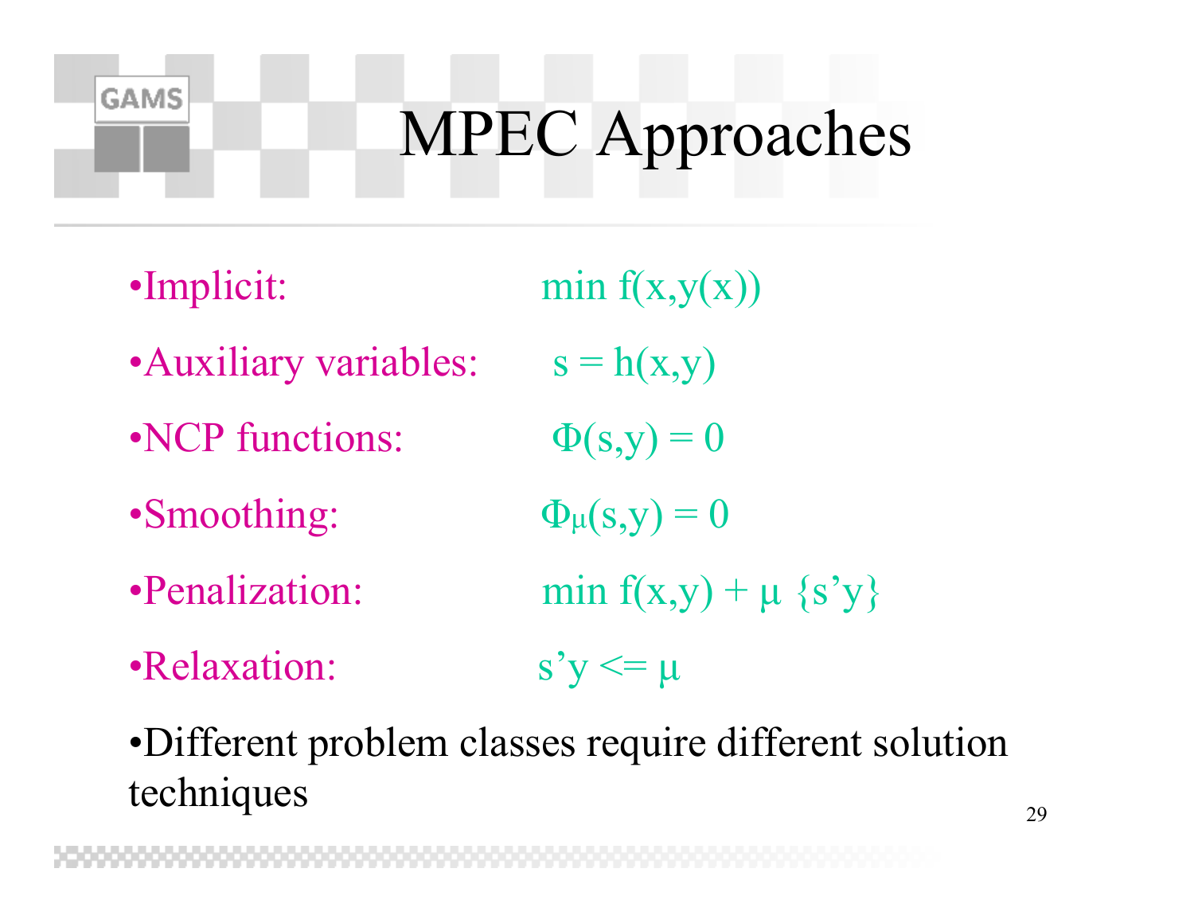# MPEC Approaches

- Implicit: $\min f(x,y(x))$
- Auxiliary variables: $s = h(x,y)$
- NCP functions: $\Phi(s,y) = 0$
- Smoothing: $\Phi_\mu(s,y) = 0$
- Penalization: $\min f(x,y) + \mu \{s'y\}$
- Relaxation: $s'y <= \mu$

- Different problem classes require different solution techniques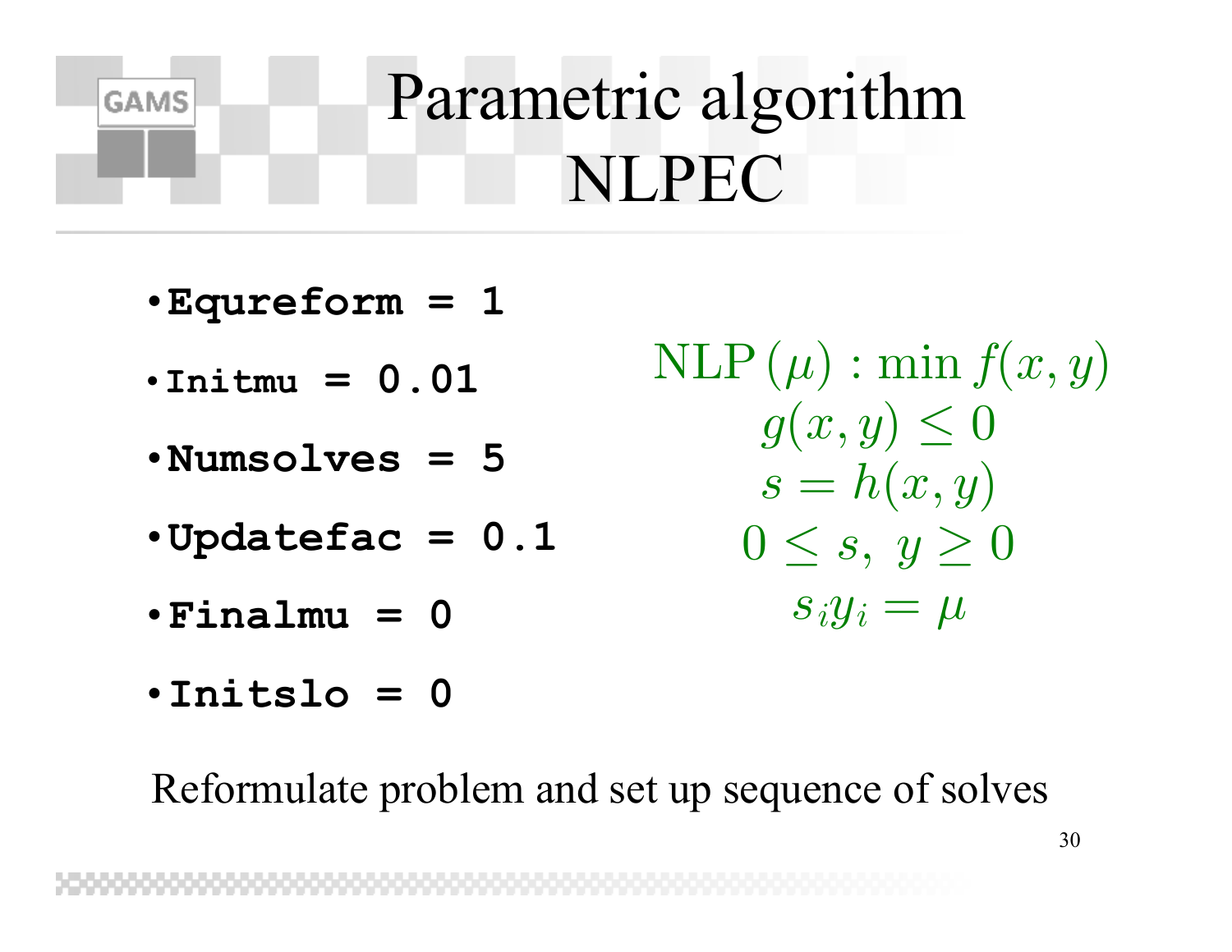# Parametric algorithm NLPEC

- **Equreform = 1**
- **Initmu = 0.01**
- **Numsolves = 5**
- **Updatefac = 0.1**
- **Finalmu = 0**
- **Initslo = 0**

$$\text{NLP}\,(\mu) : \min f(x,y)$$
$$g(x,y) \leq 0$$
$$s = h(x,y)$$
$$0 \leq s,\ y \geq 0$$
$$s_i y_i = \mu$$

Reformulate problem and set up sequence of solves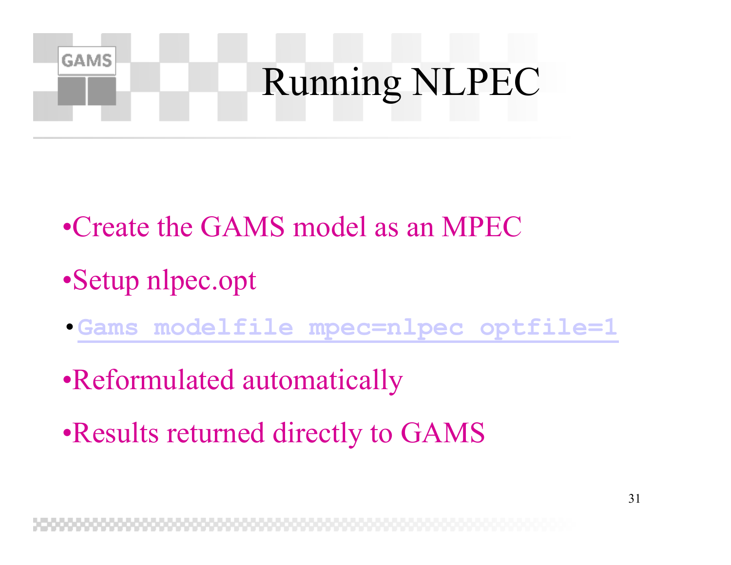# Running NLPEC

- Create the GAMS model as an MPEC
- Setup nlpec.opt
- `Gams modelfile mpec=nlpec optfile=1`
- Reformulated automatically
- Results returned directly to GAMS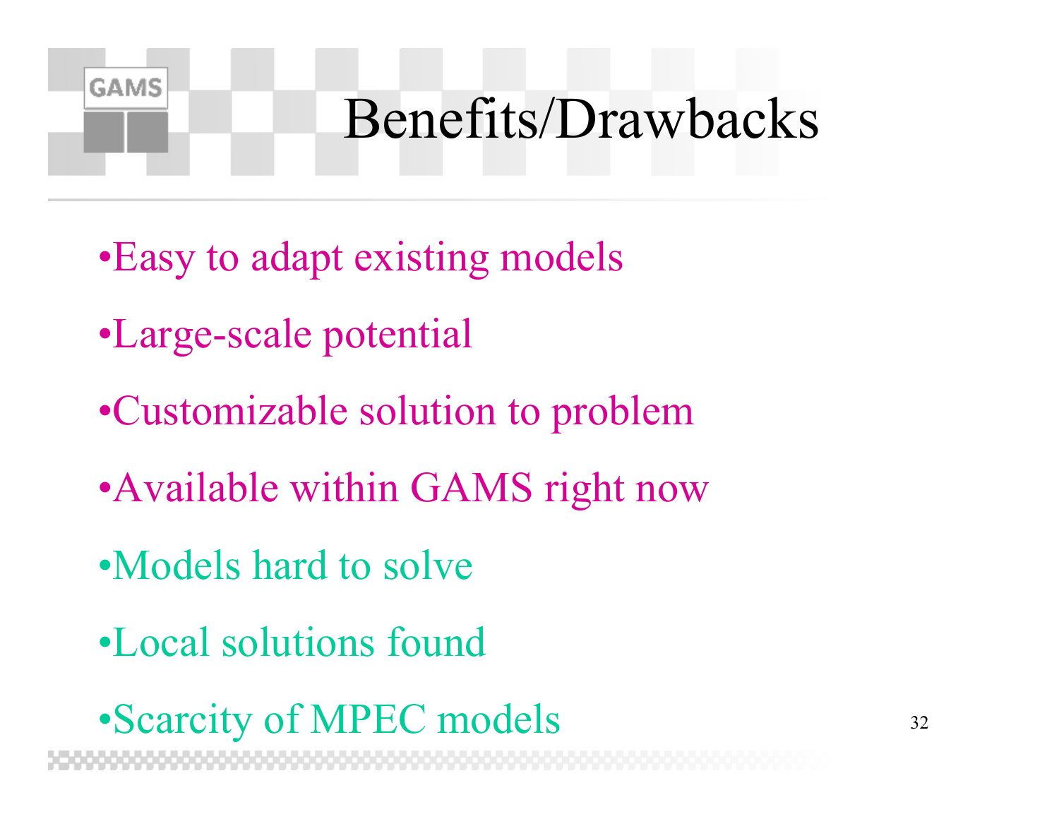# Benefits/Drawbacks

- Easy to adapt existing models
- Large-scale potential
- Customizable solution to problem
- Available within GAMS right now
- Models hard to solve
- Local solutions found
- Scarcity of MPEC models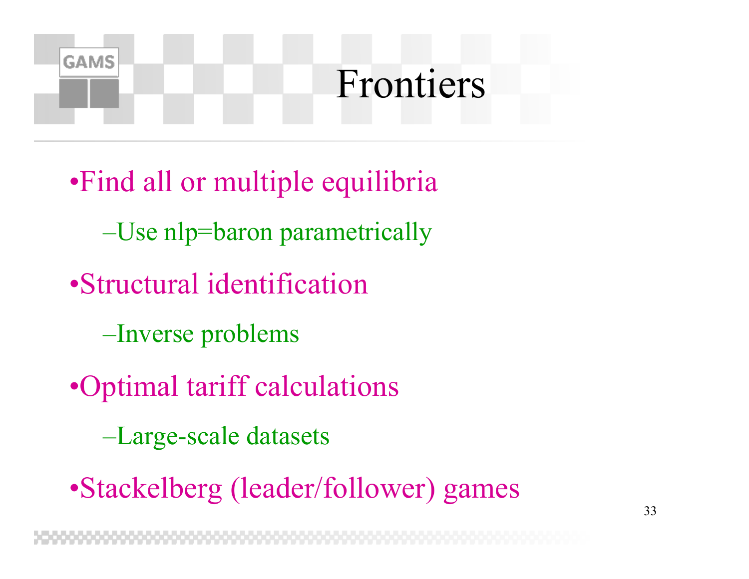# Frontiers

- Find all or multiple equilibria
  - Use nlp=baron parametrically
- Structural identification
  - Inverse problems
- Optimal tariff calculations
  - Large-scale datasets
- Stackelberg (leader/follower) games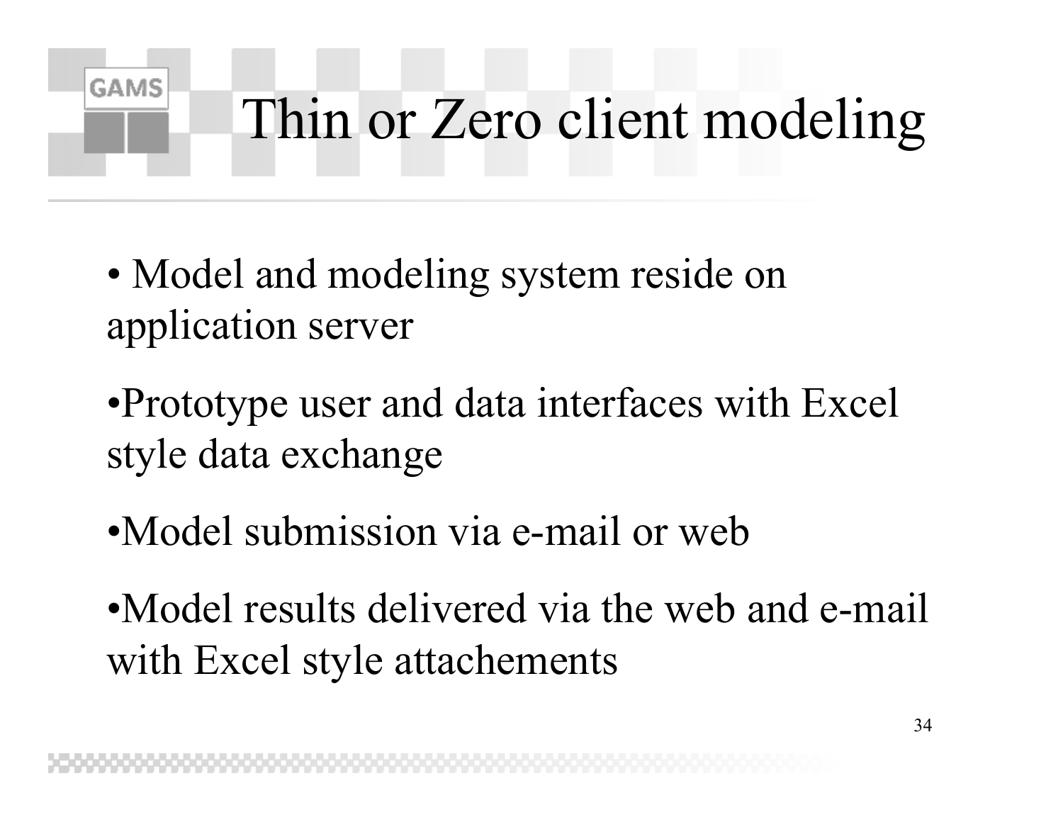# Thin or Zero client modeling

- Model and modeling system reside on application server
- Prototype user and data interfaces with Excel style data exchange
- Model submission via e-mail or web
- Model results delivered via the web and e-mail with Excel style attachements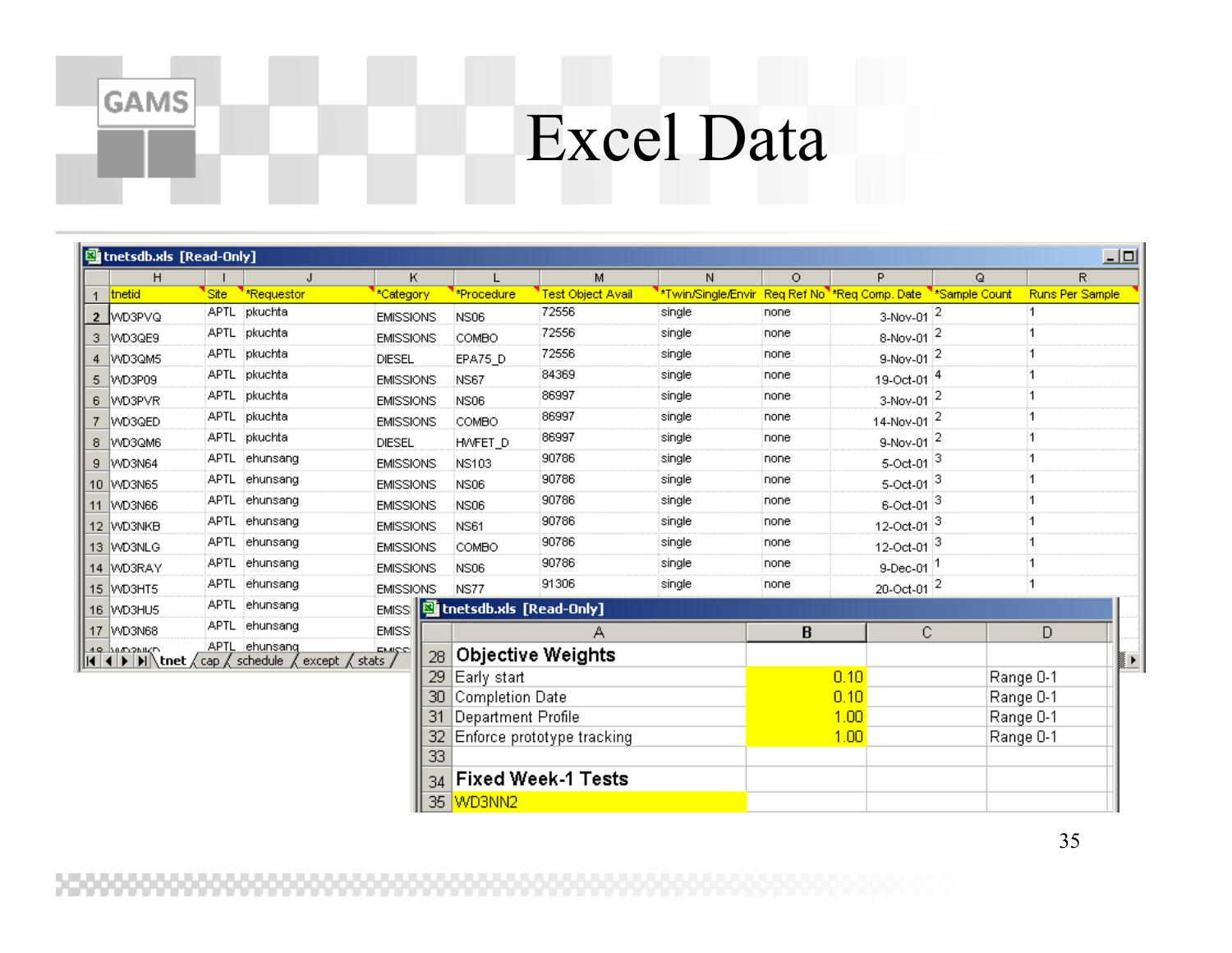# Excel Data

tnetsdb.xls [Read-Only]

| | H | I | J | K | L | M | N | O | P | Q | R |
|---|---|---|---|---|---|---|---|---|---|---|---|
| 1 | tnetid | Site | *Requestor | *Category | *Procedure | Test Object Avail | *Twin/Single/Envir | Req Ref No | *Req Comp. Date | *Sample Count | Runs Per Sample |
| 2 | WD3PVQ | APTL | pkuchta | EMISSIONS | NS06 | 72556 | single | none | 3-Nov-01 | 2 | 1 |
| 3 | WD3QE9 | APTL | pkuchta | EMISSIONS | COMBO | 72556 | single | none | 8-Nov-01 | 2 | 1 |
| 4 | WD3QM5 | APTL | pkuchta | DIESEL | EPA75_D | 72556 | single | none | 9-Nov-01 | 2 | 1 |
| 5 | WD3P09 | APTL | pkuchta | EMISSIONS | NS67 | 84369 | single | none | 19-Oct-01 | 4 | 1 |
| 6 | WD3PVR | APTL | pkuchta | EMISSIONS | NS06 | 86997 | single | none | 3-Nov-01 | 2 | 1 |
| 7 | WD3QED | APTL | pkuchta | EMISSIONS | COMBO | 86997 | single | none | 14-Nov-01 | 2 | 1 |
| 8 | WD3QM6 | APTL | pkuchta | DIESEL | HWFET_D | 86997 | single | none | 9-Nov-01 | 2 | 1 |
| 9 | WD3N64 | APTL | ehunsang | EMISSIONS | NS103 | 90786 | single | none | 5-Oct-01 | 3 | 1 |
| 10 | WD3N65 | APTL | ehunsang | EMISSIONS | NS06 | 90786 | single | none | 5-Oct-01 | 3 | 1 |
| 11 | WD3N66 | APTL | ehunsang | EMISSIONS | NS06 | 90786 | single | none | 6-Oct-01 | 3 | 1 |
| 12 | WD3NKB | APTL | ehunsang | EMISSIONS | NS61 | 90786 | single | none | 12-Oct-01 | 3 | 1 |
| 13 | WD3NLG | APTL | ehunsang | EMISSIONS | COMBO | 90786 | single | none | 12-Oct-01 | 3 | 1 |
| 14 | WD3RAY | APTL | ehunsang | EMISSIONS | NS06 | 90786 | single | none | 9-Dec-01 | 1 | 1 |
| 15 | WD3HT5 | APTL | ehunsang | EMISSIONS | NS77 | 91306 | single | none | 20-Oct-01 | 2 | 1 |
| 16 | WD3HU5 | APTL | ehunsang | EMISS | | | | | | | |
| 17 | WD3N68 | APTL | ehunsang | EMISS | | | | | | | |

Sheets: tnet, cap, schedule, except, stats

tnetsdb.xls [Read-Only]

| | A | B | C | D |
|---|---|---|---|---|
| 28 | **Objective Weights** | | | |
| 29 | Early start | 0.10 | | Range 0-1 |
| 30 | Completion Date | 0.10 | | Range 0-1 |
| 31 | Department Profile | 1.00 | | Range 0-1 |
| 32 | Enforce prototype tracking | 1.00 | | Range 0-1 |
| 33 | | | | |
| 34 | **Fixed Week-1 Tests** | | | |
| 35 | WD3NN2 | | | |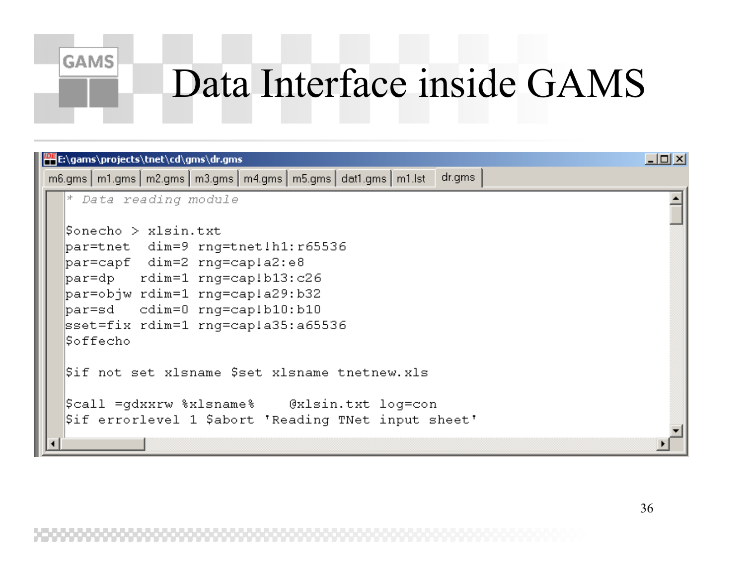# Data Interface inside GAMS

E:\gams\projects\tnet\cd\gms\dr.gms

m6.gms | m1.gms | m2.gms | m3.gms | m4.gms | m5.gms | dat1.gms | m1.lst | dr.gms

```
* Data reading module

$onecho > xlsin.txt
par=tnet  dim=9 rng=tnet!h1:r65536
par=capf  dim=2 rng=cap!a2:e8
par=dp   rdim=1 rng=cap!b13:c26
par=objw rdim=1 rng=cap!a29:b32
par=sd   cdim=0 rng=cap!b10:b10
sset=fix rdim=1 rng=cap!a35:a65536
$offecho

$if not set xlsname $set xlsname tnetnew.xls

$call =gdxxrw %xlsname%    @xlsin.txt log=con
$if errorlevel 1 $abort 'Reading TNet input sheet'
```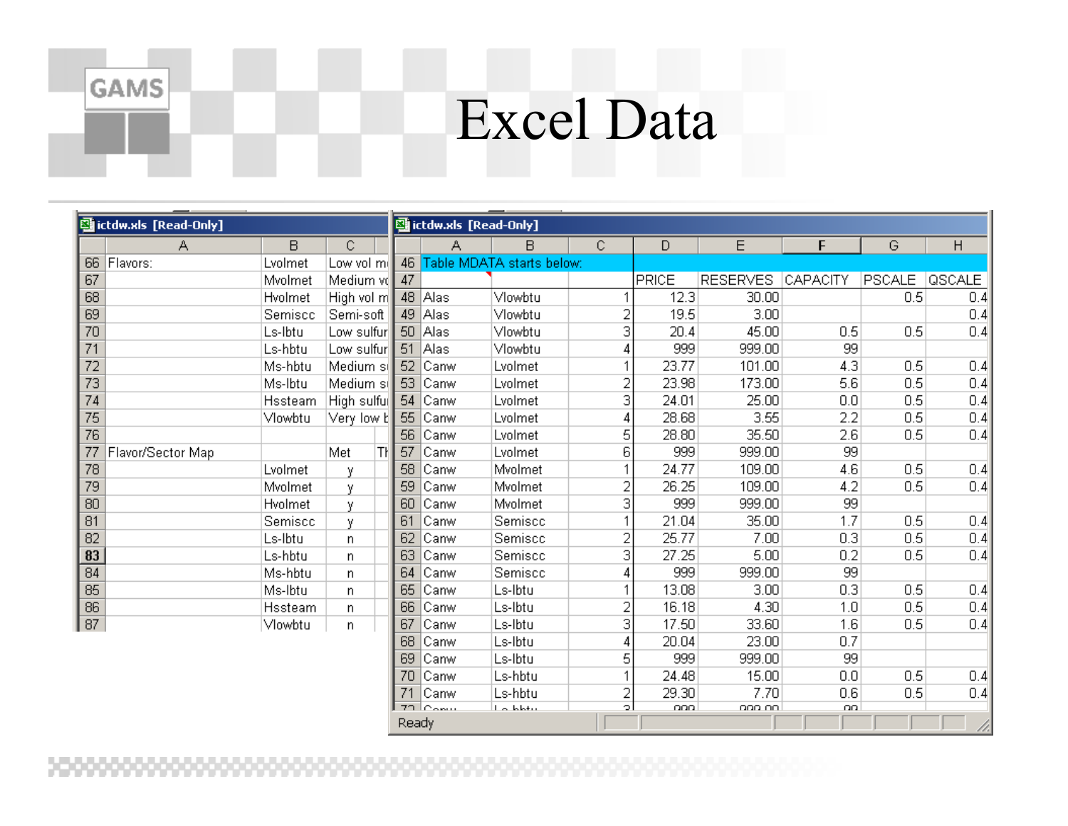# Excel Data

ictdw.xls [Read-Only]

| | A | B | C |
|---|---|---|---|
| 66 | Flavors: | Lvolmet | Low vol m |
| 67 | | Mvolmet | Medium vc |
| 68 | | Hvolmet | High vol m |
| 69 | | Semiscc | Semi-soft |
| 70 | | Ls-lbtu | Low sulfur |
| 71 | | Ls-hbtu | Low sulfur |
| 72 | | Ms-hbtu | Medium su |
| 73 | | Ms-lbtu | Medium su |
| 74 | | Hssteam | High sulfur |
| 75 | | Vlowbtu | Very low b |
| 76 | | | |
| 77 | Flavor/Sector Map | | Met Th |
| 78 | | Lvolmet | y |
| 79 | | Mvolmet | y |
| 80 | | Hvolmet | y |
| 81 | | Semiscc | y |
| 82 | | Ls-lbtu | n |
| 83 | | Ls-hbtu | n |
| 84 | | Ms-hbtu | n |
| 85 | | Ms-lbtu | n |
| 86 | | Hssteam | n |
| 87 | | Vlowbtu | n |

ictdw.xls [Read-Only]

| | A | B | C | D | E | F | G | H |
|---|---|---|---|---|---|---|---|---|
| 46 | Table MDATA starts below: | | | | | | | |
| 47 | | | | PRICE | RESERVES | CAPACITY | PSCALE | QSCALE |
| 48 | Alas | Vlowbtu | 1 | 12.3 | 30.00 | | 0.5 | 0.4 |
| 49 | Alas | Vlowbtu | 2 | 19.5 | 3.00 | | | 0.4 |
| 50 | Alas | Vlowbtu | 3 | 20.4 | 45.00 | 0.5 | 0.5 | 0.4 |
| 51 | Alas | Vlowbtu | 4 | 999 | 999.00 | 99 | | |
| 52 | Canw | Lvolmet | 1 | 23.77 | 101.00 | 4.3 | 0.5 | 0.4 |
| 53 | Canw | Lvolmet | 2 | 23.98 | 173.00 | 5.6 | 0.5 | 0.4 |
| 54 | Canw | Lvolmet | 3 | 24.01 | 25.00 | 0.0 | 0.5 | 0.4 |
| 55 | Canw | Lvolmet | 4 | 28.68 | 3.55 | 2.2 | 0.5 | 0.4 |
| 56 | Canw | Lvolmet | 5 | 28.80 | 35.50 | 2.6 | 0.5 | 0.4 |
| 57 | Canw | Lvolmet | 6 | 999 | 999.00 | 99 | | |
| 58 | Canw | Mvolmet | 1 | 24.77 | 109.00 | 4.6 | 0.5 | 0.4 |
| 59 | Canw | Mvolmet | 2 | 26.25 | 109.00 | 4.2 | 0.5 | 0.4 |
| 60 | Canw | Mvolmet | 3 | 999 | 999.00 | 99 | | |
| 61 | Canw | Semiscc | 1 | 21.04 | 35.00 | 1.7 | 0.5 | 0.4 |
| 62 | Canw | Semiscc | 2 | 25.77 | 7.00 | 0.3 | 0.5 | 0.4 |
| 63 | Canw | Semiscc | 3 | 27.25 | 5.00 | 0.2 | 0.5 | 0.4 |
| 64 | Canw | Semiscc | 4 | 999 | 999.00 | 99 | | |
| 65 | Canw | Ls-lbtu | 1 | 13.08 | 3.00 | 0.3 | 0.5 | 0.4 |
| 66 | Canw | Ls-lbtu | 2 | 16.18 | 4.30 | 1.0 | 0.5 | 0.4 |
| 67 | Canw | Ls-lbtu | 3 | 17.50 | 33.60 | 1.6 | 0.5 | 0.4 |
| 68 | Canw | Ls-lbtu | 4 | 20.04 | 23.00 | 0.7 | | |
| 69 | Canw | Ls-lbtu | 5 | 999 | 999.00 | 99 | | |
| 70 | Canw | Ls-hbtu | 1 | 24.48 | 15.00 | 0.0 | 0.5 | 0.4 |
| 71 | Canw | Ls-hbtu | 2 | 29.30 | 7.70 | 0.6 | 0.5 | 0.4 |
| 72 | Canw | Ls-hbtu | 3 | 999 | 999.00 | 99 | | |

Ready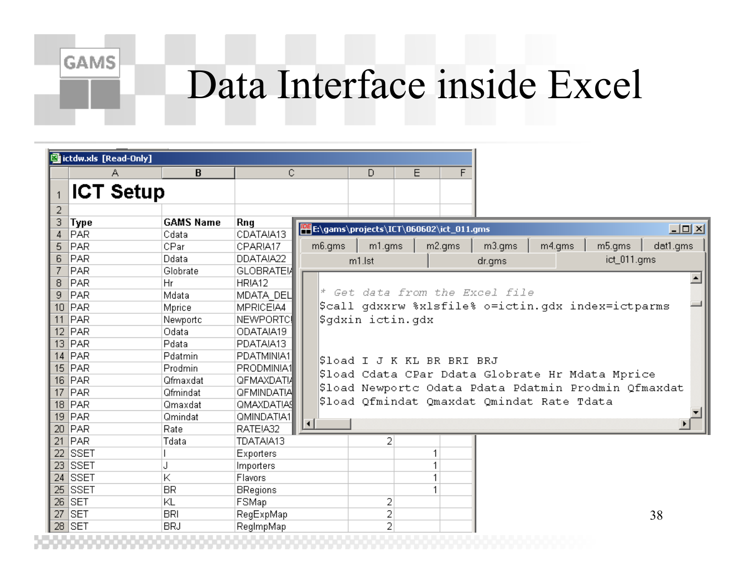# Data Interface inside Excel

**ictdw.xls [Read-Only]**

**ICT Setup**

| Type | GAMS Name | Rng | D | E |
|---|---|---|---|---|
| PAR | Cdata | CDATA!A13 | | |
| PAR | CPar | CPAR!A17 | | |
| PAR | Ddata | DDATA!A22 | | |
| PAR | Globrate | GLOBRATE!A | | |
| PAR | Hr | HR!A12 | | |
| PAR | Mdata | MDATA_DEL | | |
| PAR | Mprice | MPRICE!A4 | | |
| PAR | Newportc | NEWPORTC! | | |
| PAR | Odata | ODATA!A19 | | |
| PAR | Pdata | PDATA!A13 | | |
| PAR | Pdatmin | PDATMIN!A1 | | |
| PAR | Prodmin | PRODMIN!A1 | | |
| PAR | Qfmaxdat | QFMAXDAT!A | | |
| PAR | Qfmindat | QFMINDAT!A | | |
| PAR | Qmaxdat | QMAXDAT!A | | |
| PAR | Qmindat | QMINDAT!A1 | | |
| PAR | Rate | RATE!A32 | | |
| PAR | Tdata | TDATA!A13 | 2 | |
| SSET | I | Exporters | | 1 |
| SSET | J | Importers | | 1 |
| SSET | K | Flavors | | 1 |
| SSET | BR | BRegions | | 1 |
| SET | KL | FSMap | 2 | |
| SET | BRI | RegExpMap | 2 | |
| SET | BRJ | RegImpMap | 2 | |

**E:\gams\projects\ICT\060602\ict_011.gms**

```
* Get data from the Excel file
$call gdxxrw %xlsfile% o=ictin.gdx index=ictparms
$gdxin ictin.gdx


$load I J K KL BR BRI BRJ
$load Cdata CPar Ddata Globrate Hr Mdata Mprice
$load Newportc Odata Pdata Pdatmin Prodmin Qfmaxdat
$load Qfmindat Qmaxdat Qmindat Rate Tdata
```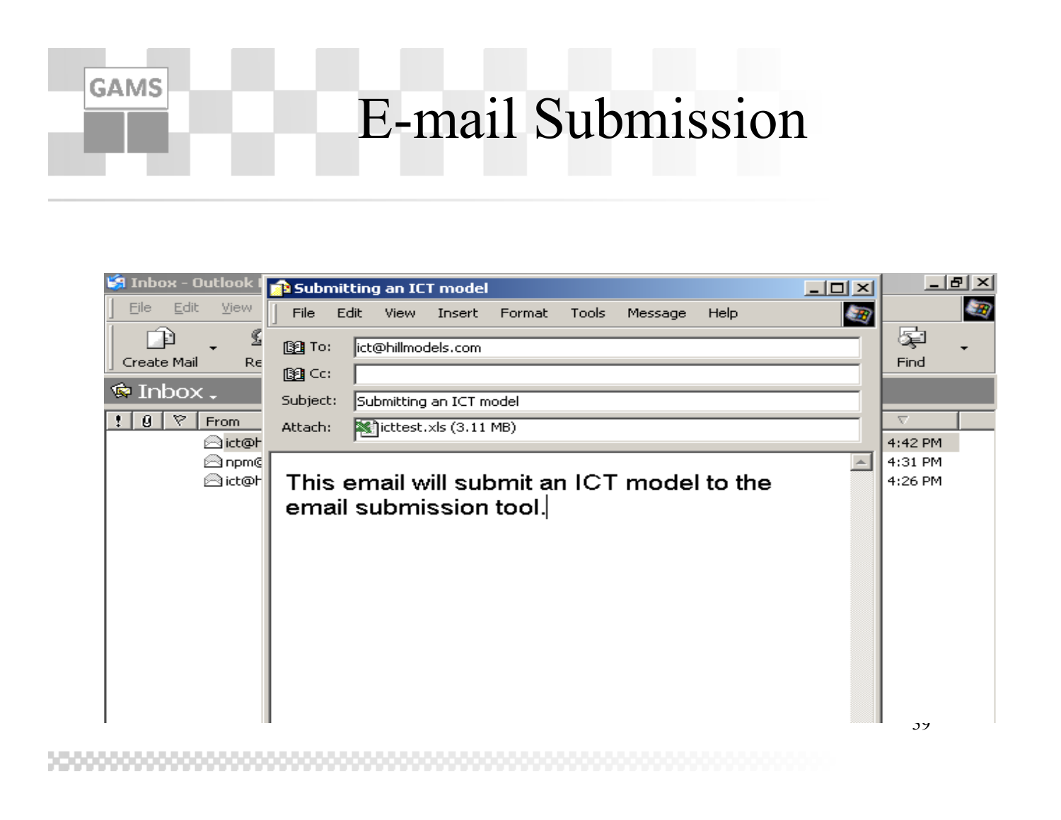# E-mail Submission

Submitting an ICT model

File Edit View Insert Format Tools Message Help

To: ict@hillmodels.com

Cc:

Subject: Submitting an ICT model

Attach: icttest.xls (3.11 MB)

This email will submit an ICT model to the email submission tool.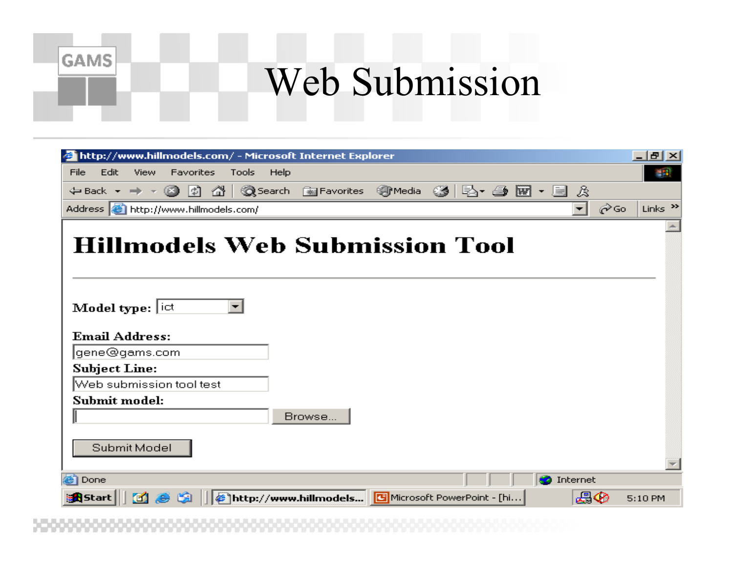# Web Submission

http://www.hillmodels.com/ - Microsoft Internet Explorer

File Edit View Favorites Tools Help

Address http://www.hillmodels.com/

## Hillmodels Web Submission Tool

**Model type:** ict

**Email Address:**

gene@gams.com

**Subject Line:**

Web submission tool test

**Submit model:**

Browse...

Submit Model

Done

Internet

5:10 PM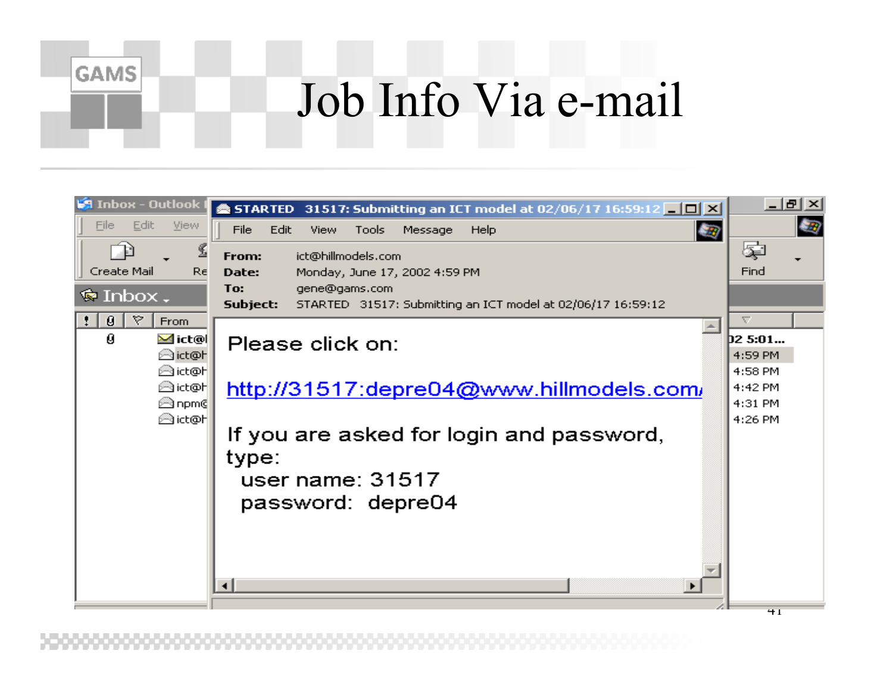# Job Info Via e-mail

**STARTED 31517: Submitting an ICT model at 02/06/17 16:59:12**

File Edit View Tools Message Help

**From:** ict@hillmodels.com
**Date:** Monday, June 17, 2002 4:59 PM
**To:** gene@gams.com
**Subject:** STARTED 31517: Submitting an ICT model at 02/06/17 16:59:12

Please click on:

http://31517:depre04@www.hillmodels.com/

If you are asked for login and password, type:

user name: 31517
password: depre04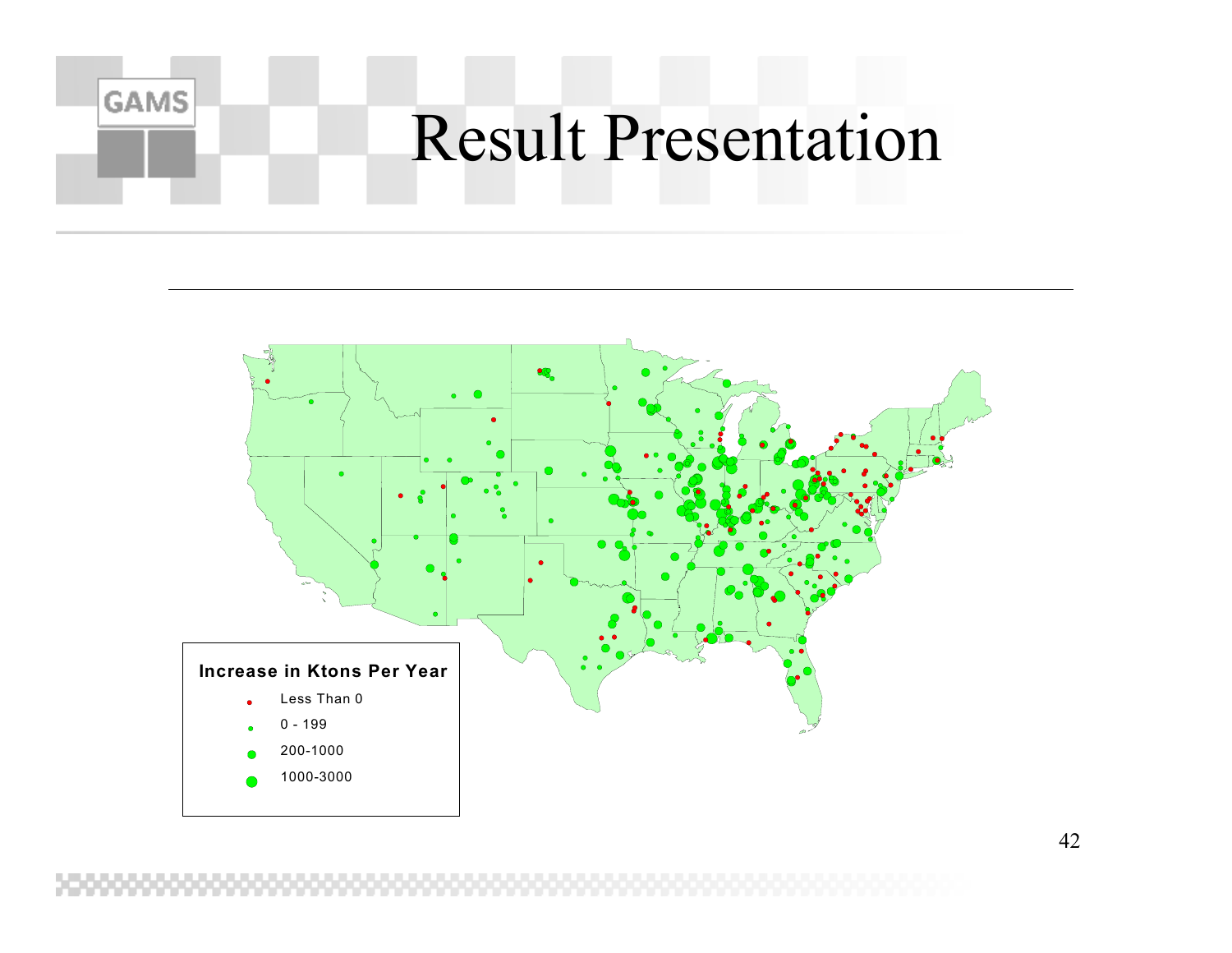# Result Presentation

**Increase in Ktons Per Year**

- Less Than 0
- 0 - 199
- 200-1000
- 1000-3000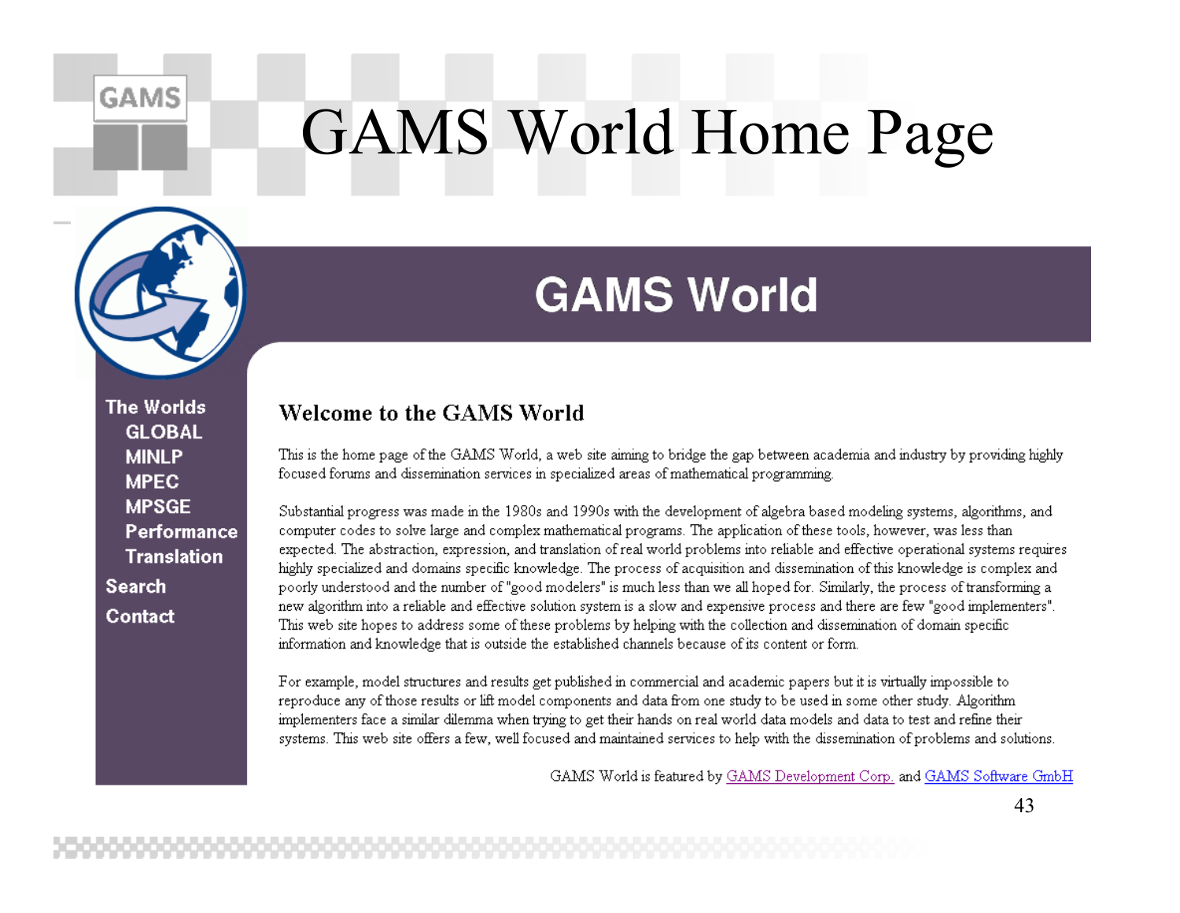# GAMS World Home Page

## GAMS World

- The Worlds
  - GLOBAL
  - MINLP
  - MPEC
  - MPSGE
  - Performance
  - Translation
- Search
- Contact

### Welcome to the GAMS World

This is the home page of the GAMS World, a web site aiming to bridge the gap between academia and industry by providing highly focused forums and dissemination services in specialized areas of mathematical programming.

Substantial progress was made in the 1980s and 1990s with the development of algebra based modeling systems, algorithms, and computer codes to solve large and complex mathematical programs. The application of these tools, however, was less than expected. The abstraction, expression, and translation of real world problems into reliable and effective operational systems requires highly specialized and domains specific knowledge. The process of acquisition and dissemination of this knowledge is complex and poorly understood and the number of "good modelers" is much less than we all hoped for. Similarly, the process of transforming a new algorithm into a reliable and effective solution system is a slow and expensive process and there are few "good implementers". This web site hopes to address some of these problems by helping with the collection and dissemination of domain specific information and knowledge that is outside the established channels because of its content or form.

For example, model structures and results get published in commercial and academic papers but it is virtually impossible to reproduce any of those results or lift model components and data from one study to be used in some other study. Algorithm implementers face a similar dilemma when trying to get their hands on real world data models and data to test and refine their systems. This web site offers a few, well focused and maintained services to help with the dissemination of problems and solutions.

GAMS World is featured by GAMS Development Corp. and GAMS Software GmbH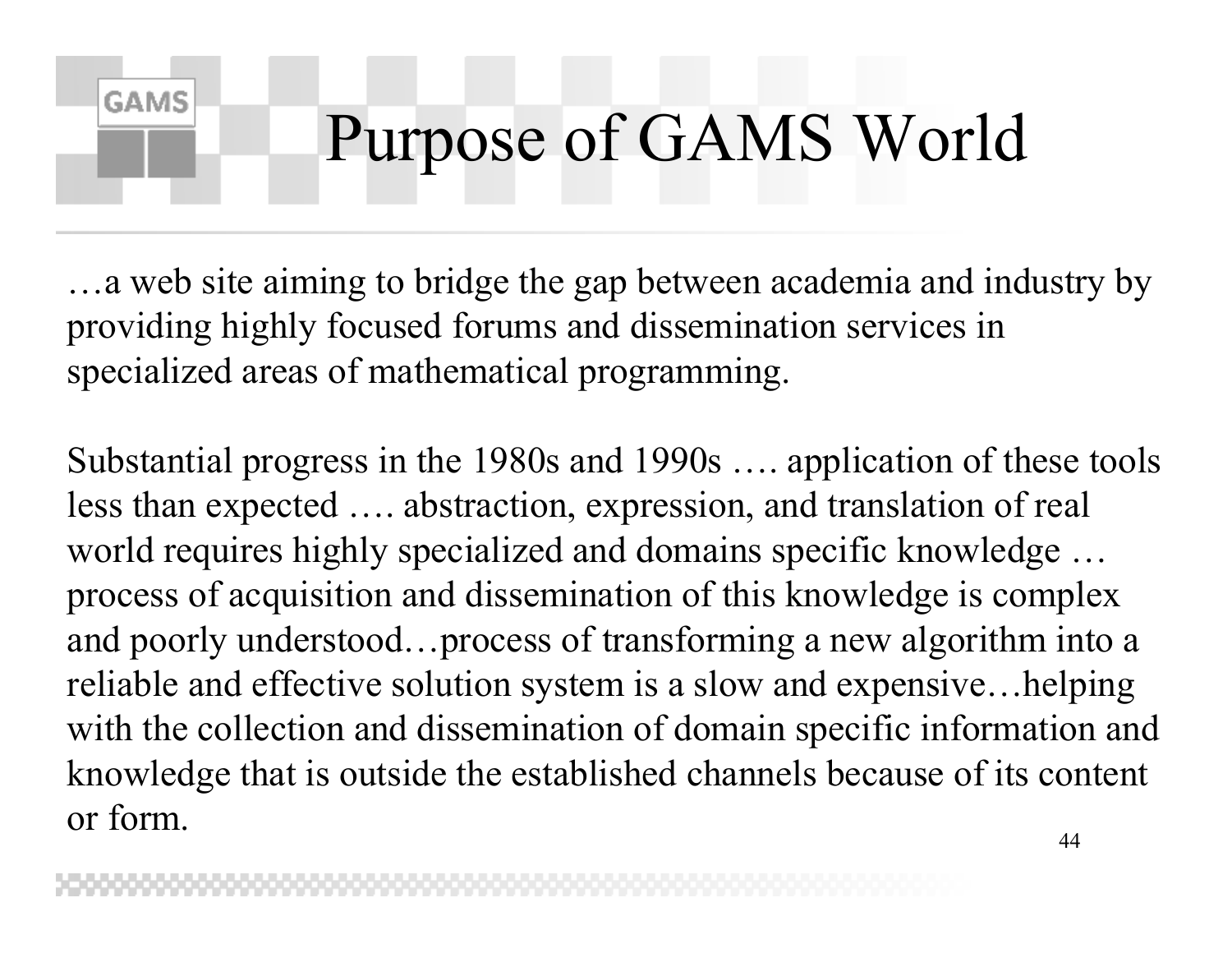# Purpose of GAMS World

…a web site aiming to bridge the gap between academia and industry by providing highly focused forums and dissemination services in specialized areas of mathematical programming.

Substantial progress in the 1980s and 1990s …. application of these tools less than expected …. abstraction, expression, and translation of real world requires highly specialized and domains specific knowledge … process of acquisition and dissemination of this knowledge is complex and poorly understood…process of transforming a new algorithm into a reliable and effective solution system is a slow and expensive…helping with the collection and dissemination of domain specific information and knowledge that is outside the established channels because of its content or form.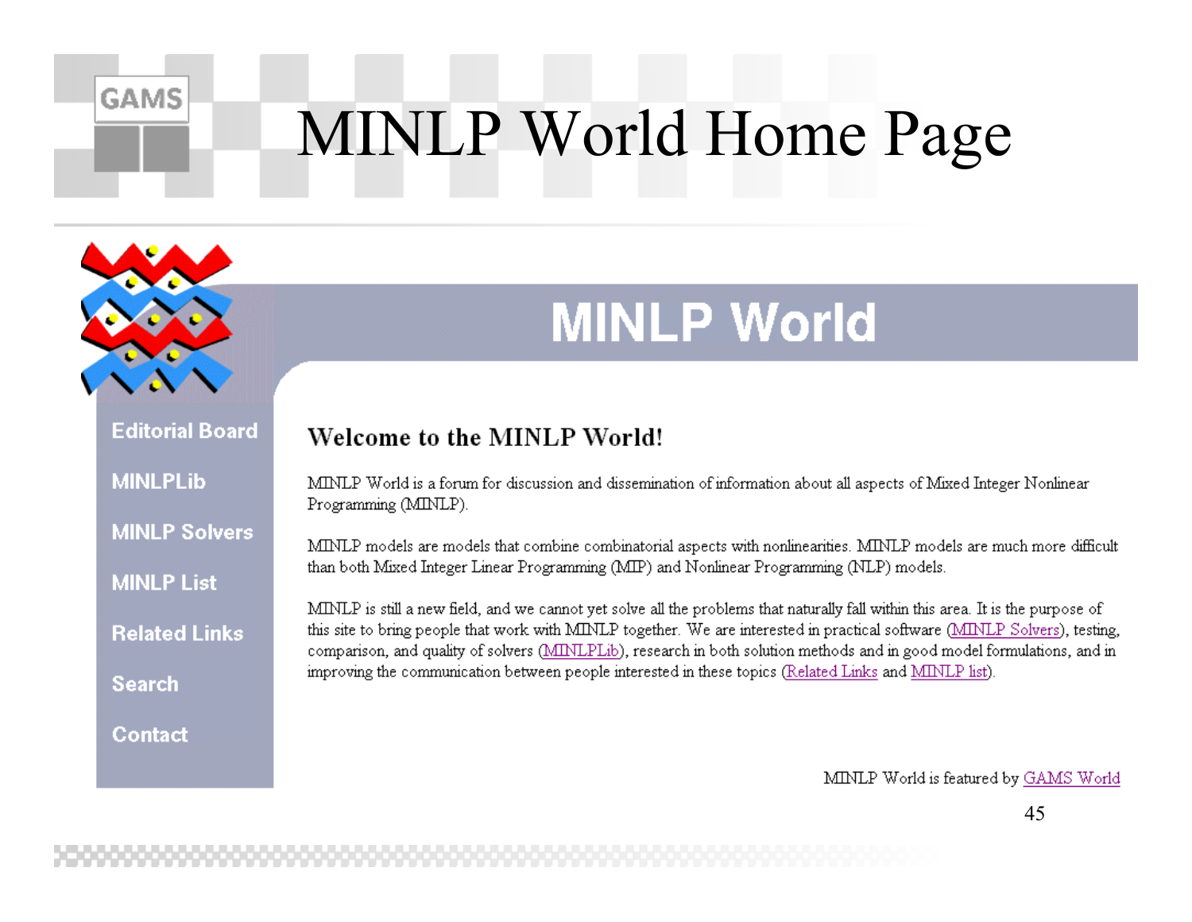# MINLP World Home Page

## MINLP World

- Editorial Board
- MINLPLib
- MINLP Solvers
- MINLP List
- Related Links
- Search
- Contact

### Welcome to the MINLP World!

MINLP World is a forum for discussion and dissemination of information about all aspects of Mixed Integer Nonlinear Programming (MINLP).

MINLP models are models that combine combinatorial aspects with nonlinearities. MINLP models are much more difficult than both Mixed Integer Linear Programming (MIP) and Nonlinear Programming (NLP) models.

MINLP is still a new field, and we cannot yet solve all the problems that naturally fall within this area. It is the purpose of this site to bring people that work with MINLP together. We are interested in practical software (MINLP Solvers), testing, comparison, and quality of solvers (MINLPLib), research in both solution methods and in good model formulations, and in improving the communication between people interested in these topics (Related Links and MINLP list).

MINLP World is featured by GAMS World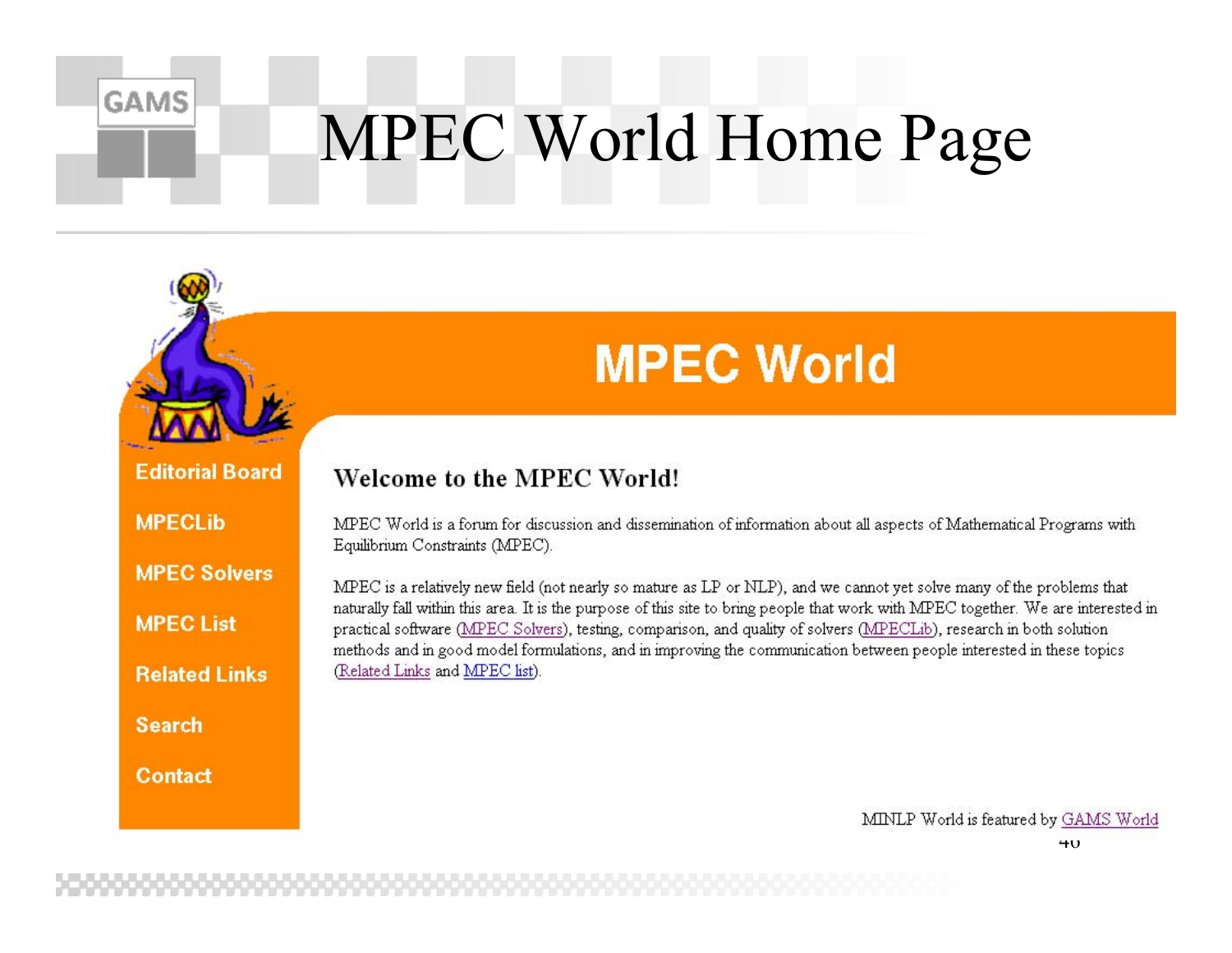# MPEC World Home Page

## MPEC World

- Editorial Board
- MPECLib
- MPEC Solvers
- MPEC List
- Related Links
- Search
- Contact

### Welcome to the MPEC World!

MPEC World is a forum for discussion and dissemination of information about all aspects of Mathematical Programs with Equilibrium Constraints (MPEC).

MPEC is a relatively new field (not nearly so mature as LP or NLP), and we cannot yet solve many of the problems that naturally fall within this area. It is the purpose of this site to bring people that work with MPEC together. We are interested in practical software (MPEC Solvers), testing, comparison, and quality of solvers (MPECLib), research in both solution methods and in good model formulations, and in improving the communication between people interested in these topics (Related Links and MPEC list).

MINLP World is featured by GAMS World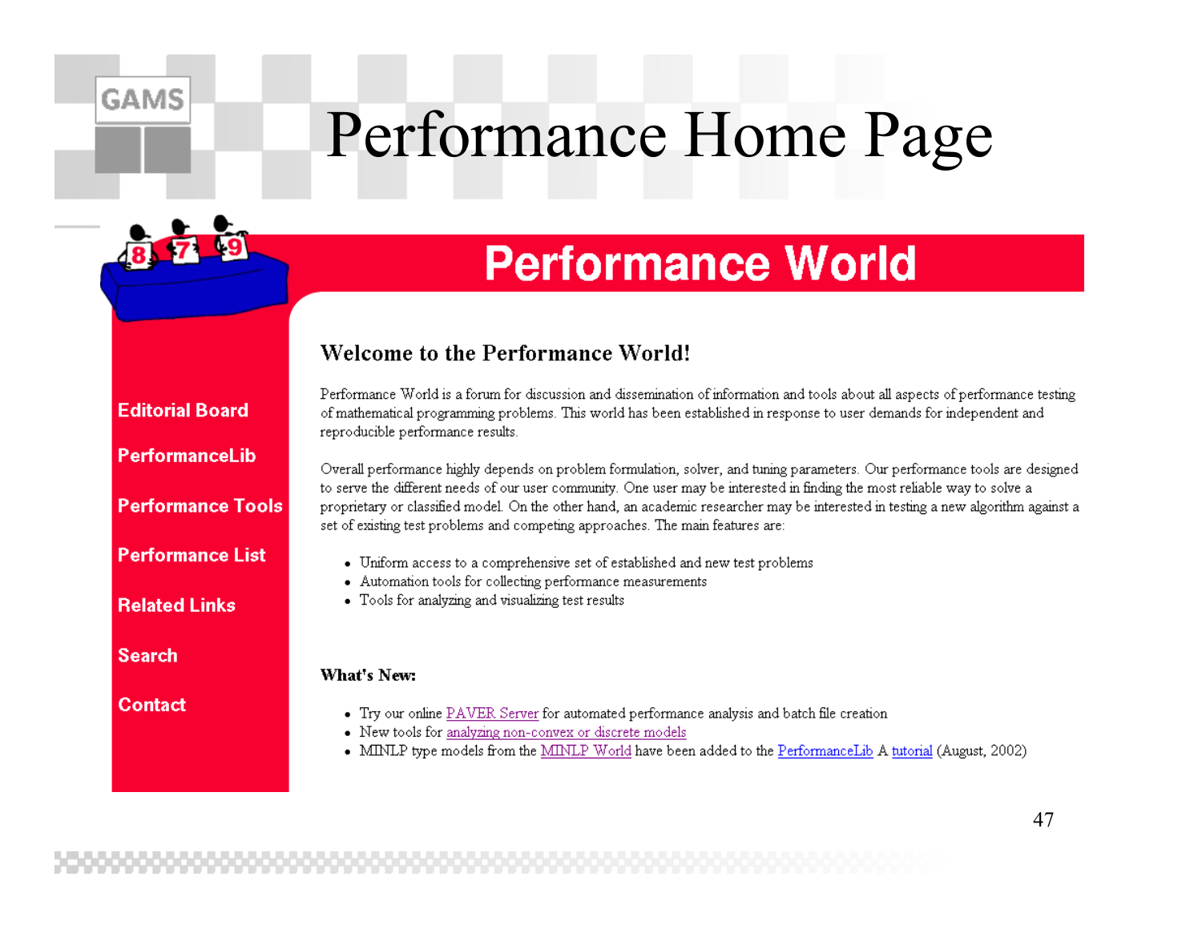# Performance Home Page

## Performance World

- Editorial Board
- PerformanceLib
- Performance Tools
- Performance List
- Related Links
- Search
- Contact

### Welcome to the Performance World!

Performance World is a forum for discussion and dissemination of information and tools about all aspects of performance testing of mathematical programming problems. This world has been established in response to user demands for independent and reproducible performance results.

Overall performance highly depends on problem formulation, solver, and tuning parameters. Our performance tools are designed to serve the different needs of our user community. One user may be interested in finding the most reliable way to solve a proprietary or classified model. On the other hand, an academic researcher may be interested in testing a new algorithm against a set of existing test problems and competing approaches. The main features are:

- Uniform access to a comprehensive set of established and new test problems
- Automation tools for collecting performance measurements
- Tools for analyzing and visualizing test results

**What's New:**

- Try our online PAVER Server for automated performance analysis and batch file creation
- New tools for analyzing non-convex or discrete models
- MINLP type models from the MINLP World have been added to the PerformanceLib A tutorial (August, 2002)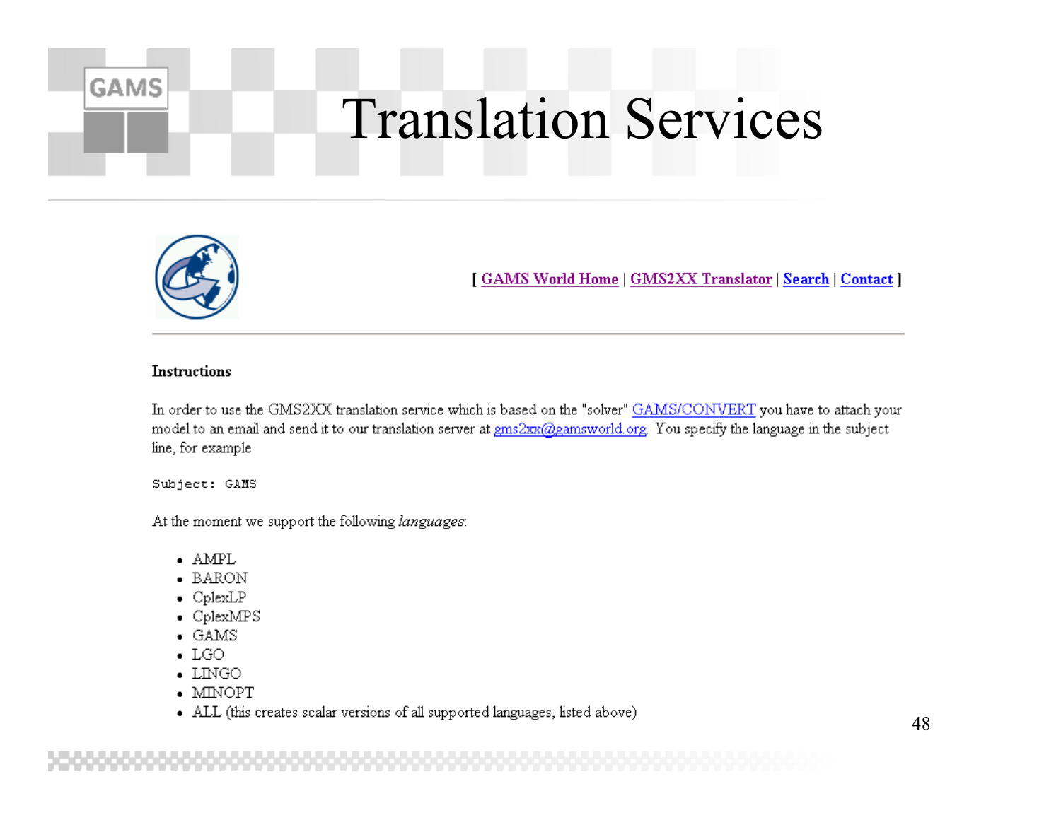# Translation Services

[ GAMS World Home | GMS2XX Translator | Search | Contact ]

**Instructions**

In order to use the GMS2XX translation service which is based on the "solver" GAMS/CONVERT you have to attach your model to an email and send it to our translation server at gms2xx@gamsworld.org. You specify the language in the subject line, for example

```
Subject: GAMS
```

At the moment we support the following *languages*:

- AMPL
- BARON
- CplexLP
- CplexMPS
- GAMS
- LGO
- LINGO
- MINOPT
- ALL (this creates scalar versions of all supported languages, listed above)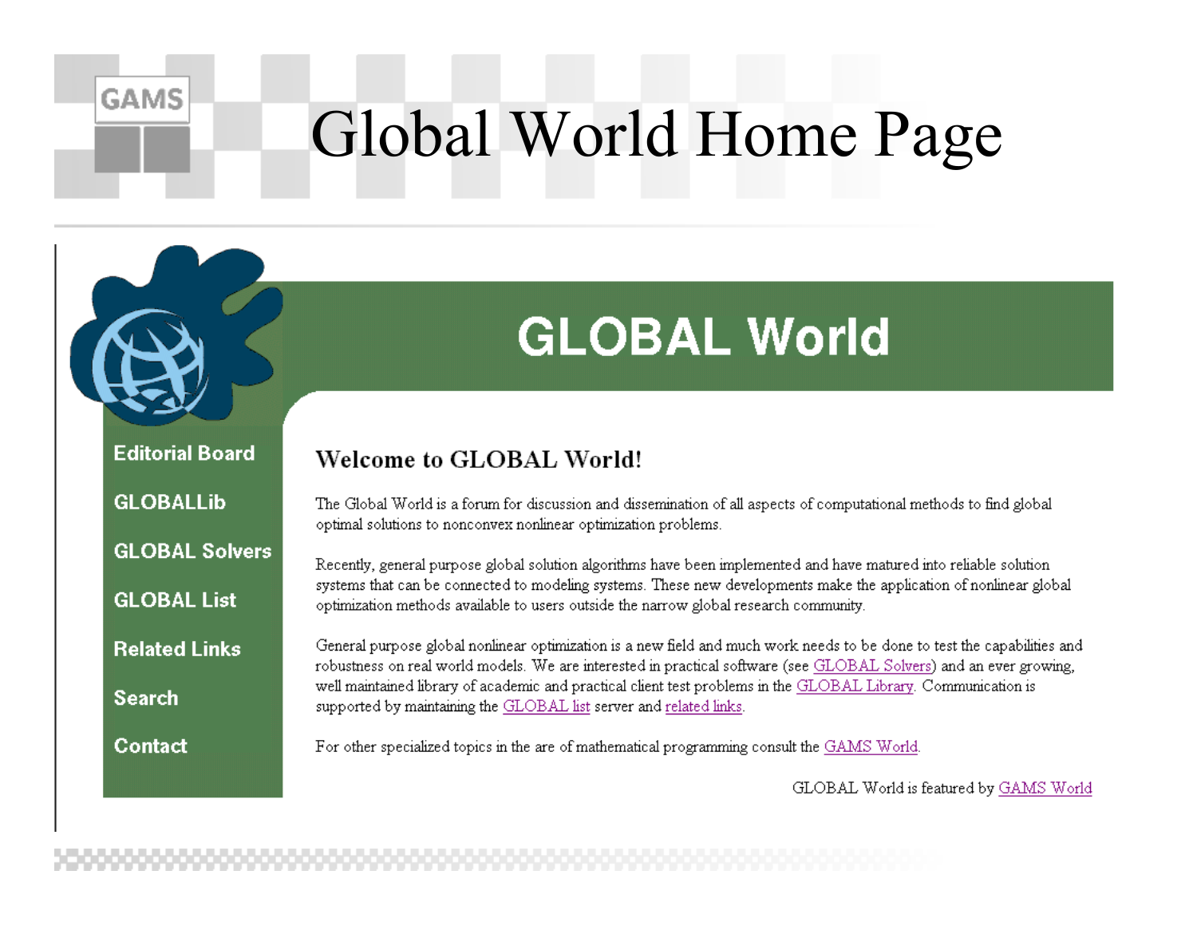# Global World Home Page

## GLOBAL World

- Editorial Board
- GLOBALLib
- GLOBAL Solvers
- GLOBAL List
- Related Links
- Search
- Contact

### Welcome to GLOBAL World!

The Global World is a forum for discussion and dissemination of all aspects of computational methods to find global optimal solutions to nonconvex nonlinear optimization problems.

Recently, general purpose global solution algorithms have been implemented and have matured into reliable solution systems that can be connected to modeling systems. These new developments make the application of nonlinear global optimization methods available to users outside the narrow global research community.

General purpose global nonlinear optimization is a new field and much work needs to be done to test the capabilities and robustness on real world models. We are interested in practical software (see GLOBAL Solvers) and an ever growing, well maintained library of academic and practical client test problems in the GLOBAL Library. Communication is supported by maintaining the GLOBAL list server and related links.

For other specialized topics in the are of mathematical programming consult the GAMS World.

GLOBAL World is featured by GAMS World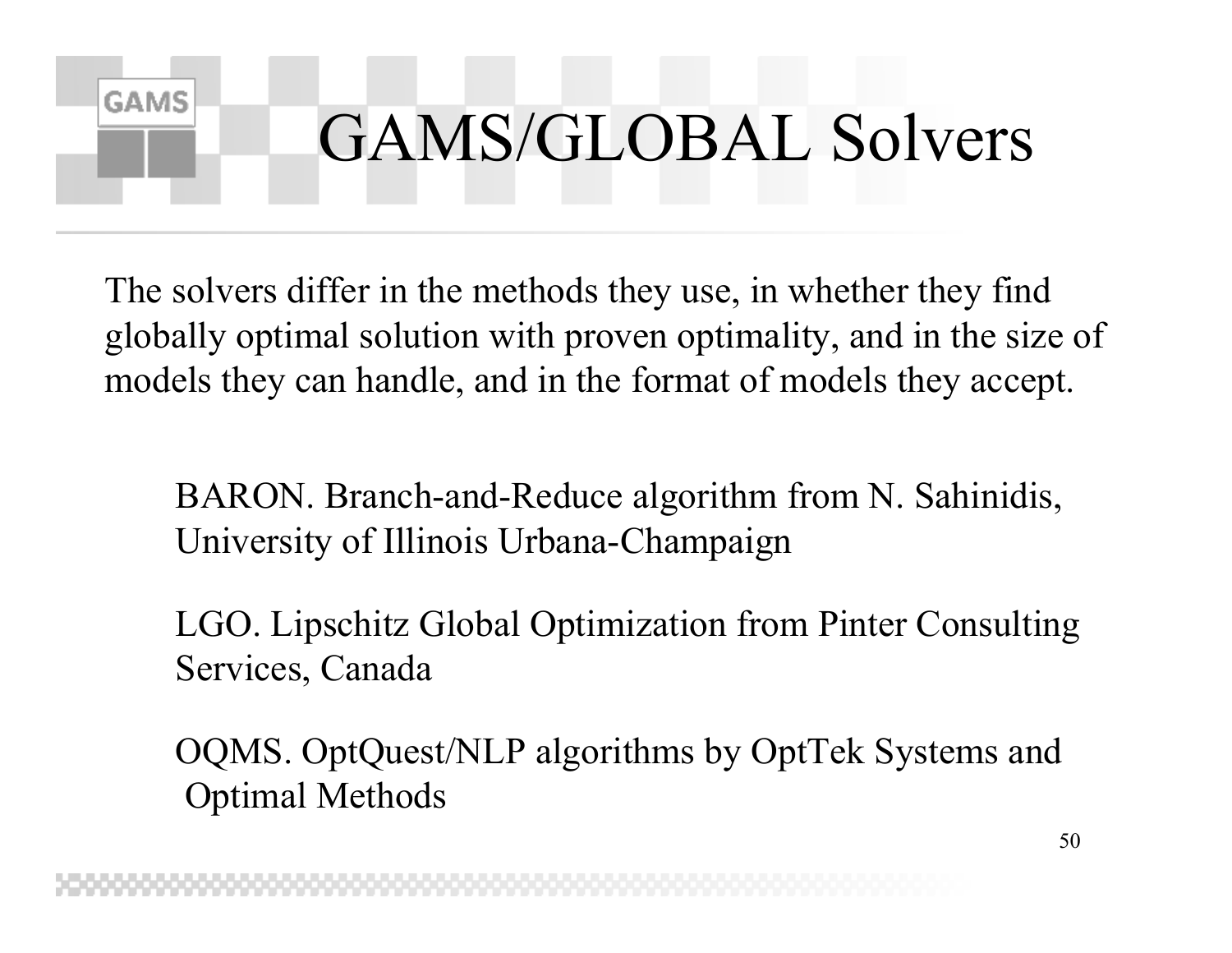# GAMS/GLOBAL Solvers

The solvers differ in the methods they use, in whether they find globally optimal solution with proven optimality, and in the size of models they can handle, and in the format of models they accept.

BARON. Branch-and-Reduce algorithm from N. Sahinidis, University of Illinois Urbana-Champaign

LGO. Lipschitz Global Optimization from Pinter Consulting Services, Canada

OQMS. OptQuest/NLP algorithms by OptTek Systems and Optimal Methods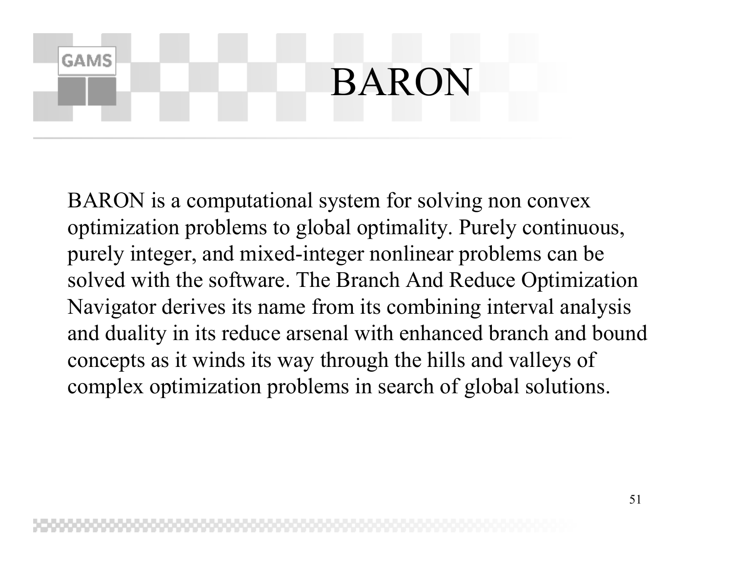# BARON

BARON is a computational system for solving non convex optimization problems to global optimality. Purely continuous, purely integer, and mixed-integer nonlinear problems can be solved with the software. The Branch And Reduce Optimization Navigator derives its name from its combining interval analysis and duality in its reduce arsenal with enhanced branch and bound concepts as it winds its way through the hills and valleys of complex optimization problems in search of global solutions.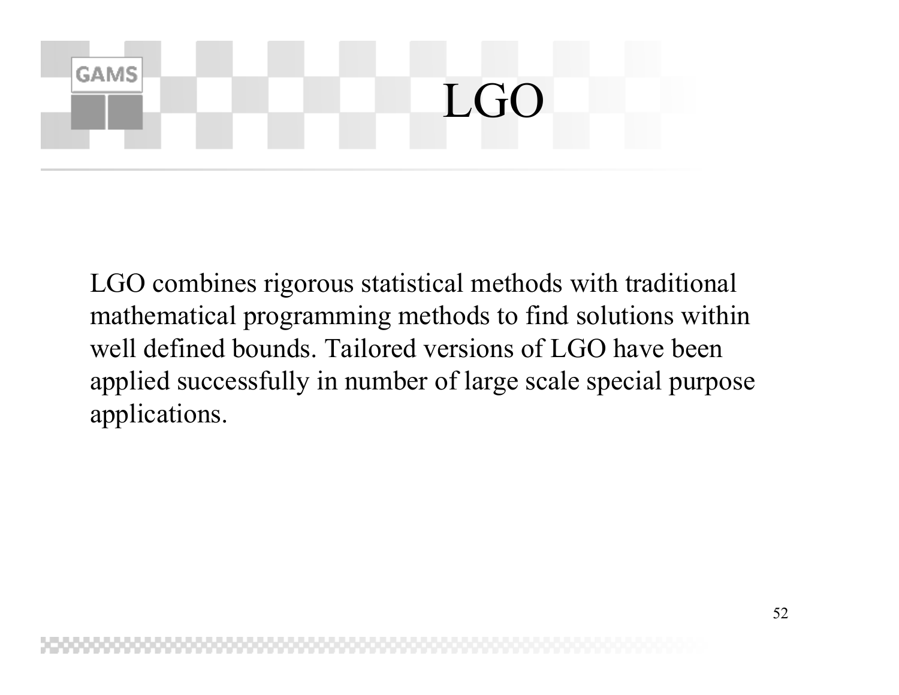# LGO

LGO combines rigorous statistical methods with traditional mathematical programming methods to find solutions within well defined bounds. Tailored versions of LGO have been applied successfully in number of large scale special purpose applications.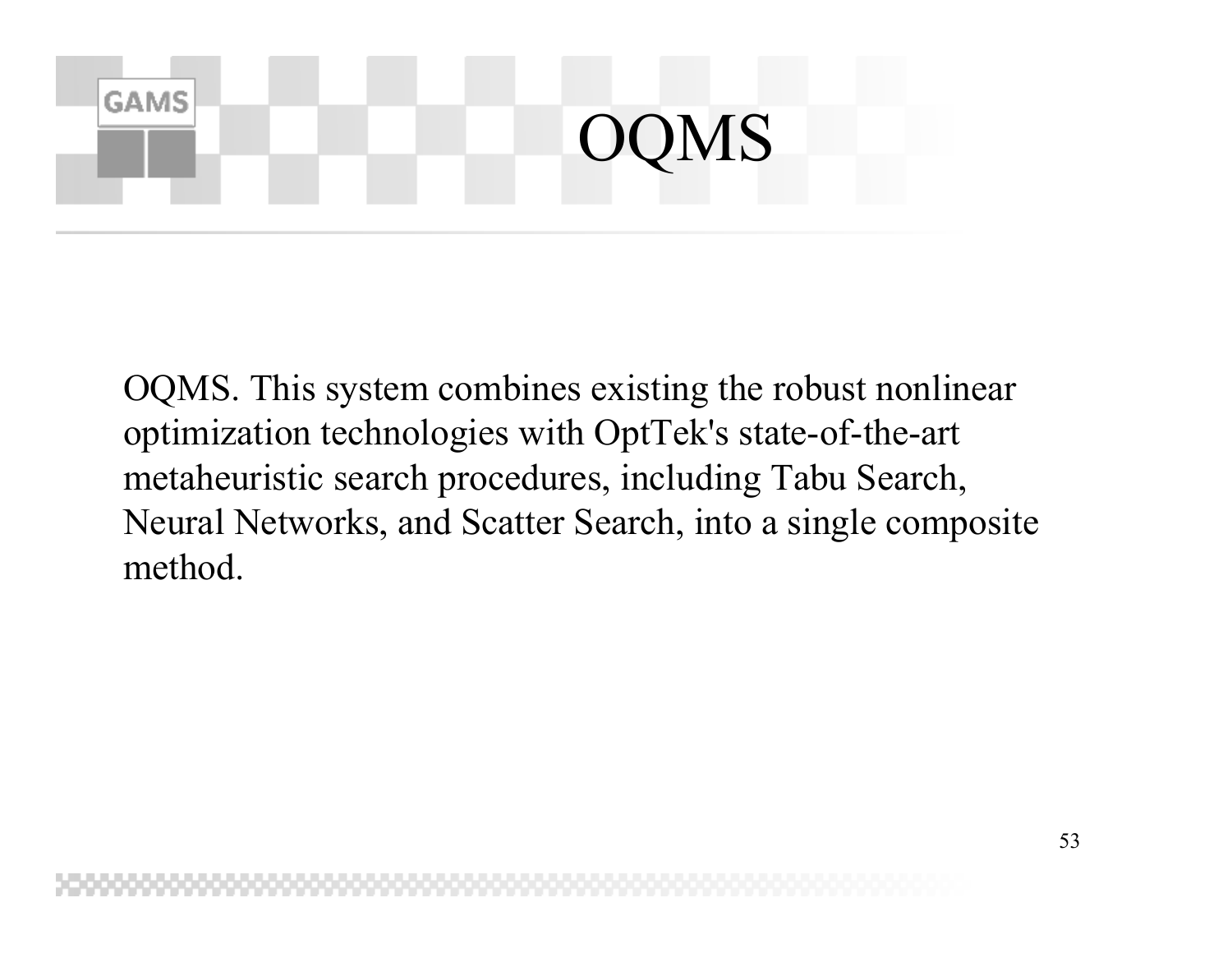# OQMS

OQMS. This system combines existing the robust nonlinear optimization technologies with OptTek's state-of-the-art metaheuristic search procedures, including Tabu Search, Neural Networks, and Scatter Search, into a single composite method.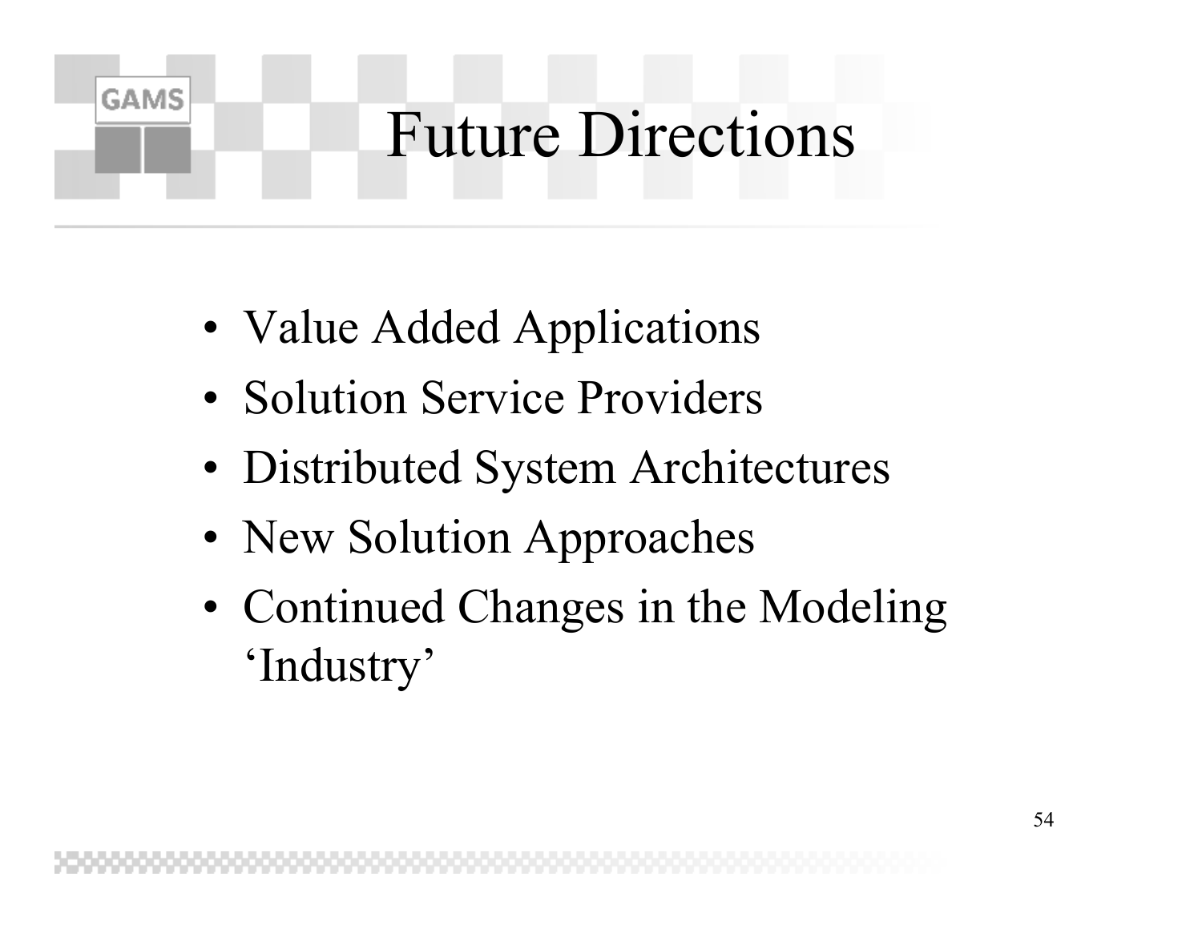# Future Directions

- Value Added Applications
- Solution Service Providers
- Distributed System Architectures
- New Solution Approaches
- Continued Changes in the Modeling 'Industry'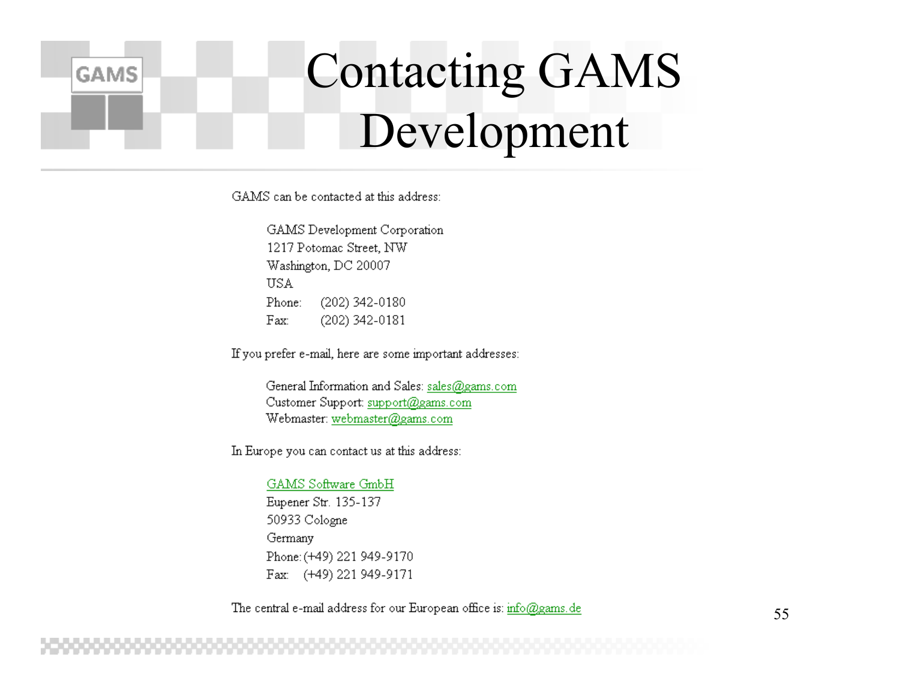# Contacting GAMS Development

GAMS can be contacted at this address:

GAMS Development Corporation
1217 Potomac Street, NW
Washington, DC 20007
USA
Phone: (202) 342-0180
Fax: (202) 342-0181

If you prefer e-mail, here are some important addresses:

General Information and Sales: sales@gams.com
Customer Support: support@gams.com
Webmaster: webmaster@gams.com

In Europe you can contact us at this address:

GAMS Software GmbH
Eupener Str. 135-137
50933 Cologne
Germany
Phone: (+49) 221 949-9170
Fax: (+49) 221 949-9171

The central e-mail address for our European office is: info@gams.de